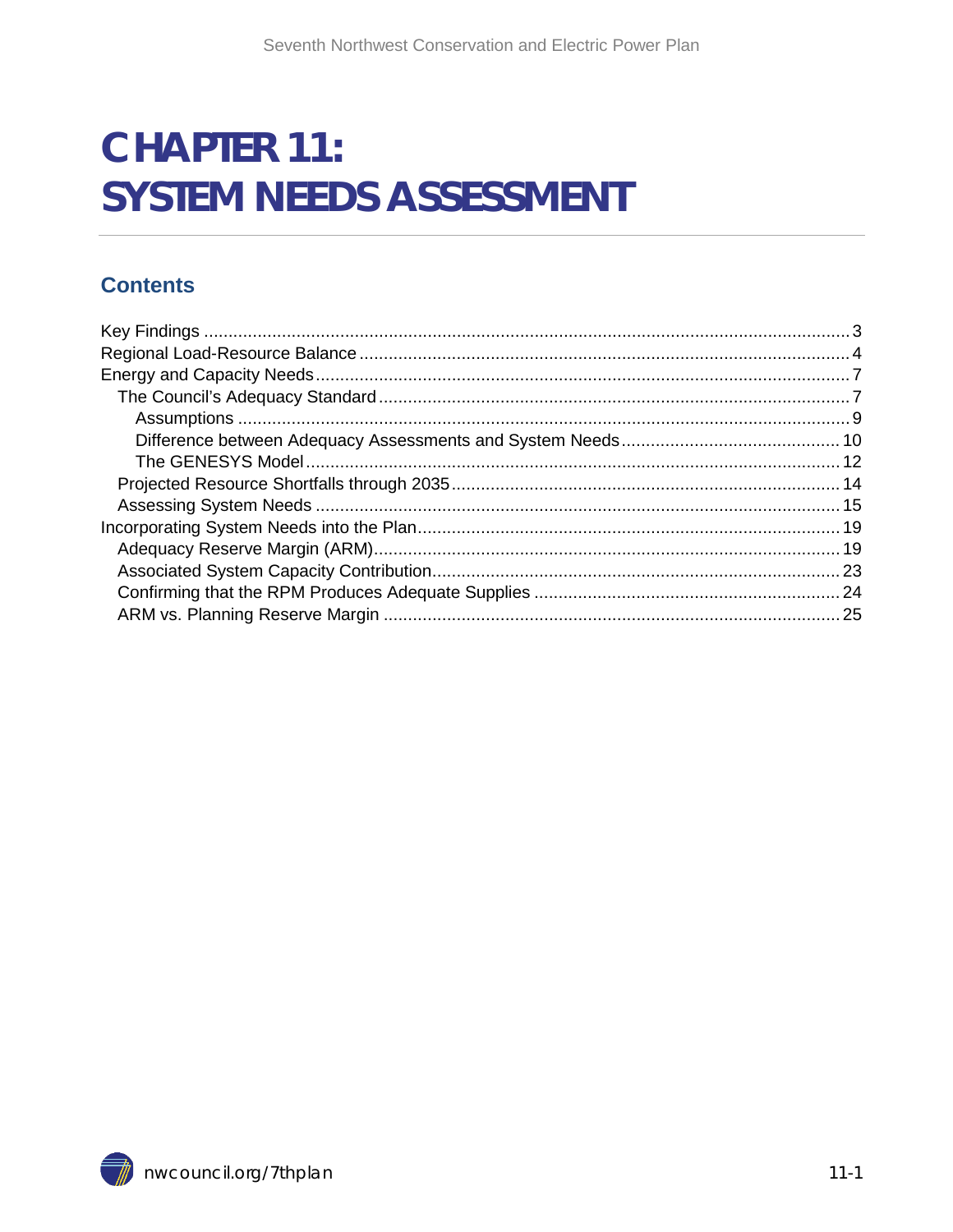# CHAPTER 11: SYSTEM NEEDS ASSESSMENT

## Contents

Key Findings .......... 3
Regional Load-Resource Balance .......... 4
Energy and Capacity Needs .......... 7
- The Council's Adequacy Standard .......... 7
  - Assumptions .......... 9
  - Difference between Adequacy Assessments and System Needs .......... 10
  - The GENESYS Model .......... 12
- Projected Resource Shortfalls through 2035 .......... 14
- Assessing System Needs .......... 15

Incorporating System Needs into the Plan .......... 19
- Adequacy Reserve Margin (ARM) .......... 19
- Associated System Capacity Contribution .......... 23
- Confirming that the RPM Produces Adequate Supplies .......... 24
- ARM vs. Planning Reserve Margin .......... 25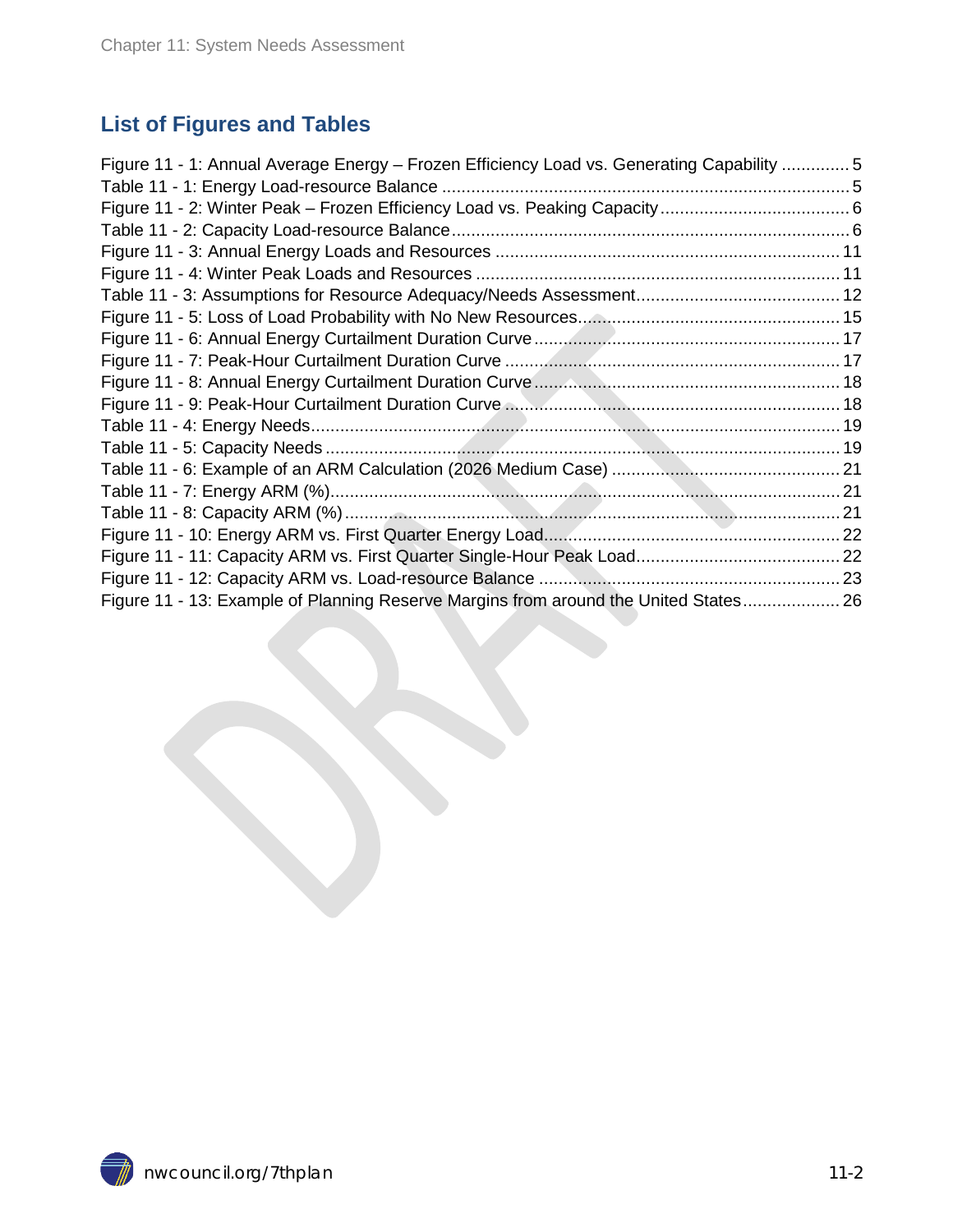## List of Figures and Tables

Figure 11 - 1: Annual Average Energy – Frozen Efficiency Load vs. Generating Capability .............. 5
Table 11 - 1: Energy Load-resource Balance .................................................................................... 5
Figure 11 - 2: Winter Peak – Frozen Efficiency Load vs. Peaking Capacity ....................................... 6
Table 11 - 2: Capacity Load-resource Balance ................................................................................... 6
Figure 11 - 3: Annual Energy Loads and Resources ....................................................................... 11
Figure 11 - 4: Winter Peak Loads and Resources ........................................................................... 11
Table 11 - 3: Assumptions for Resource Adequacy/Needs Assessment .......................................... 12
Figure 11 - 5: Loss of Load Probability with No New Resources ...................................................... 15
Figure 11 - 6: Annual Energy Curtailment Duration Curve ................................................................ 17
Figure 11 - 7: Peak-Hour Curtailment Duration Curve ...................................................................... 17
Figure 11 - 8: Annual Energy Curtailment Duration Curve ................................................................ 18
Figure 11 - 9: Peak-Hour Curtailment Duration Curve ...................................................................... 18
Table 11 - 4: Energy Needs .............................................................................................................. 19
Table 11 - 5: Capacity Needs ........................................................................................................... 19
Table 11 - 6: Example of an ARM Calculation (2026 Medium Case) ............................................... 21
Table 11 - 7: Energy ARM (%) .......................................................................................................... 21
Table 11 - 8: Capacity ARM (%) ....................................................................................................... 21
Figure 11 - 10: Energy ARM vs. First Quarter Energy Load ............................................................. 22
Figure 11 - 11: Capacity ARM vs. First Quarter Single-Hour Peak Load .......................................... 22
Figure 11 - 12: Capacity ARM vs. Load-resource Balance .............................................................. 23
Figure 11 - 13: Example of Planning Reserve Margins from around the United States .................... 26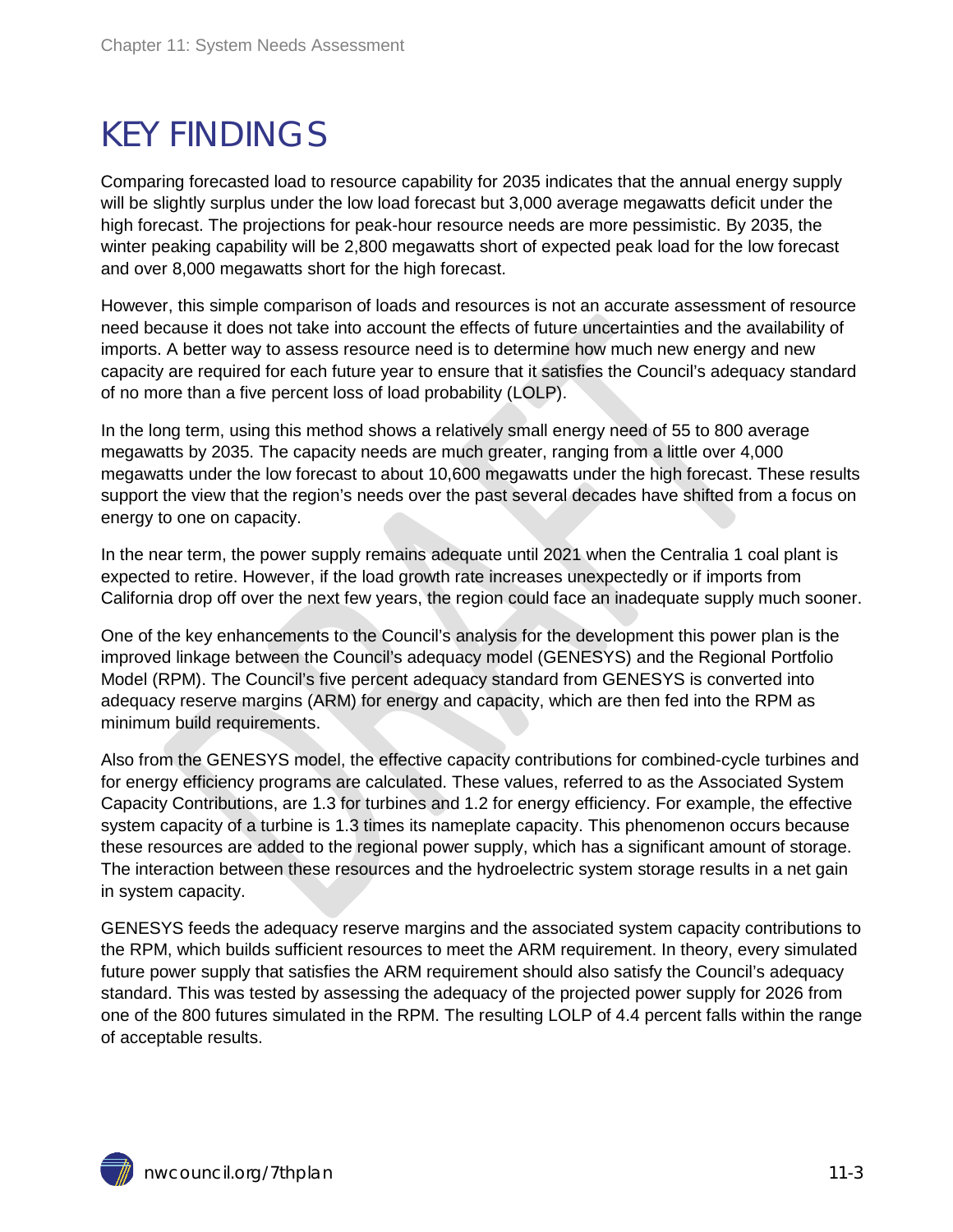# KEY FINDINGS

Comparing forecasted load to resource capability for 2035 indicates that the annual energy supply will be slightly surplus under the low load forecast but 3,000 average megawatts deficit under the high forecast. The projections for peak-hour resource needs are more pessimistic. By 2035, the winter peaking capability will be 2,800 megawatts short of expected peak load for the low forecast and over 8,000 megawatts short for the high forecast.

However, this simple comparison of loads and resources is not an accurate assessment of resource need because it does not take into account the effects of future uncertainties and the availability of imports. A better way to assess resource need is to determine how much new energy and new capacity are required for each future year to ensure that it satisfies the Council's adequacy standard of no more than a five percent loss of load probability (LOLP).

In the long term, using this method shows a relatively small energy need of 55 to 800 average megawatts by 2035. The capacity needs are much greater, ranging from a little over 4,000 megawatts under the low forecast to about 10,600 megawatts under the high forecast. These results support the view that the region's needs over the past several decades have shifted from a focus on energy to one on capacity.

In the near term, the power supply remains adequate until 2021 when the Centralia 1 coal plant is expected to retire. However, if the load growth rate increases unexpectedly or if imports from California drop off over the next few years, the region could face an inadequate supply much sooner.

One of the key enhancements to the Council's analysis for the development this power plan is the improved linkage between the Council's adequacy model (GENESYS) and the Regional Portfolio Model (RPM). The Council's five percent adequacy standard from GENESYS is converted into adequacy reserve margins (ARM) for energy and capacity, which are then fed into the RPM as minimum build requirements.

Also from the GENESYS model, the effective capacity contributions for combined-cycle turbines and for energy efficiency programs are calculated. These values, referred to as the Associated System Capacity Contributions, are 1.3 for turbines and 1.2 for energy efficiency. For example, the effective system capacity of a turbine is 1.3 times its nameplate capacity. This phenomenon occurs because these resources are added to the regional power supply, which has a significant amount of storage. The interaction between these resources and the hydroelectric system storage results in a net gain in system capacity.

GENESYS feeds the adequacy reserve margins and the associated system capacity contributions to the RPM, which builds sufficient resources to meet the ARM requirement. In theory, every simulated future power supply that satisfies the ARM requirement should also satisfy the Council's adequacy standard. This was tested by assessing the adequacy of the projected power supply for 2026 from one of the 800 futures simulated in the RPM. The resulting LOLP of 4.4 percent falls within the range of acceptable results.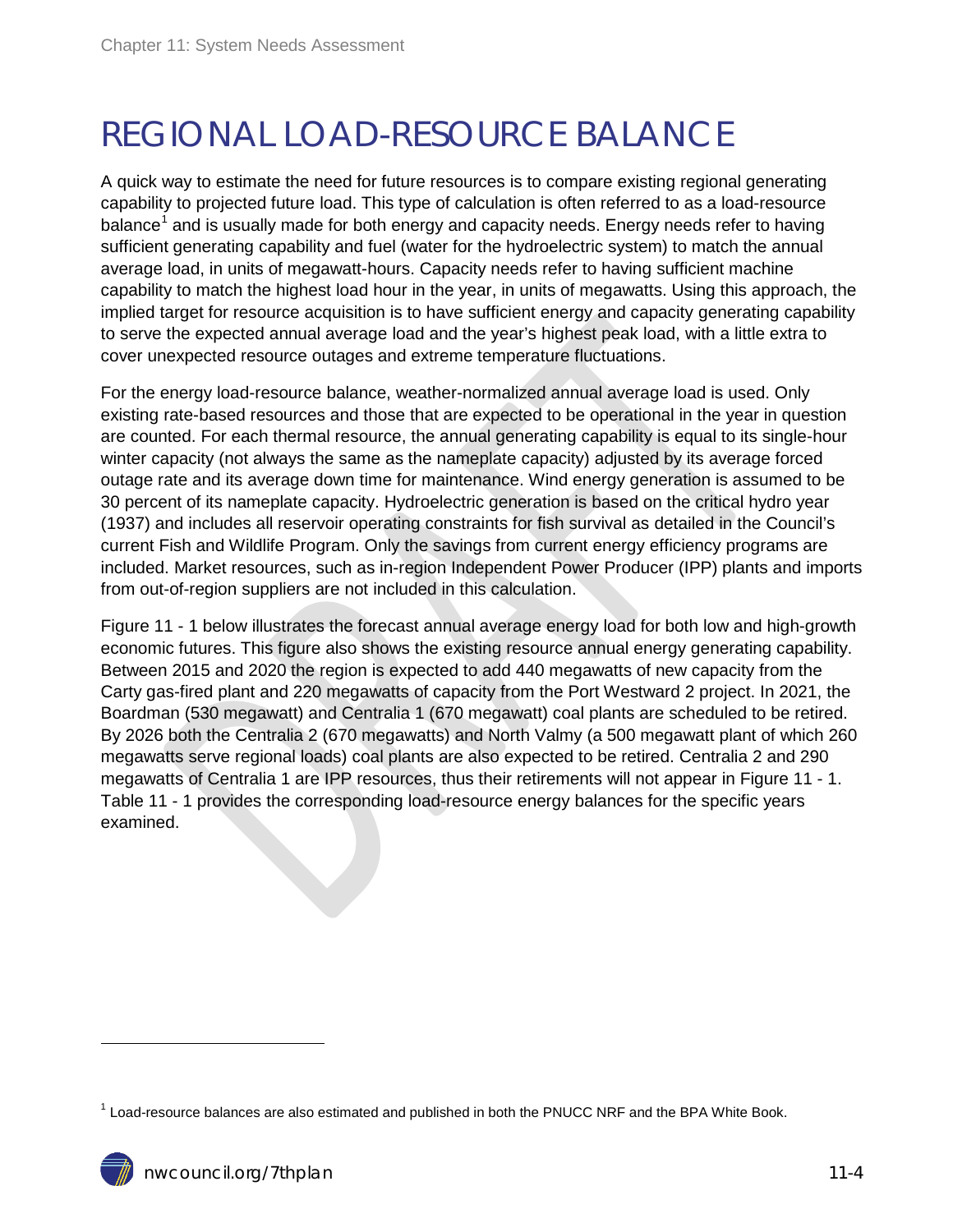# REGIONAL LOAD-RESOURCE BALANCE

A quick way to estimate the need for future resources is to compare existing regional generating capability to projected future load. This type of calculation is often referred to as a load-resource balance[1] and is usually made for both energy and capacity needs. Energy needs refer to having sufficient generating capability and fuel (water for the hydroelectric system) to match the annual average load, in units of megawatt-hours. Capacity needs refer to having sufficient machine capability to match the highest load hour in the year, in units of megawatts. Using this approach, the implied target for resource acquisition is to have sufficient energy and capacity generating capability to serve the expected annual average load and the year's highest peak load, with a little extra to cover unexpected resource outages and extreme temperature fluctuations.

For the energy load-resource balance, weather-normalized annual average load is used. Only existing rate-based resources and those that are expected to be operational in the year in question are counted. For each thermal resource, the annual generating capability is equal to its single-hour winter capacity (not always the same as the nameplate capacity) adjusted by its average forced outage rate and its average down time for maintenance. Wind energy generation is assumed to be 30 percent of its nameplate capacity. Hydroelectric generation is based on the critical hydro year (1937) and includes all reservoir operating constraints for fish survival as detailed in the Council's current Fish and Wildlife Program. Only the savings from current energy efficiency programs are included. Market resources, such as in-region Independent Power Producer (IPP) plants and imports from out-of-region suppliers are not included in this calculation.

Figure 11 - 1 below illustrates the forecast annual average energy load for both low and high-growth economic futures. This figure also shows the existing resource annual energy generating capability. Between 2015 and 2020 the region is expected to add 440 megawatts of new capacity from the Carty gas-fired plant and 220 megawatts of capacity from the Port Westward 2 project. In 2021, the Boardman (530 megawatt) and Centralia 1 (670 megawatt) coal plants are scheduled to be retired. By 2026 both the Centralia 2 (670 megawatts) and North Valmy (a 500 megawatt plant of which 260 megawatts serve regional loads) coal plants are also expected to be retired. Centralia 2 and 290 megawatts of Centralia 1 are IPP resources, thus their retirements will not appear in Figure 11 - 1. Table 11 - 1 provides the corresponding load-resource energy balances for the specific years examined.

[1] Load-resource balances are also estimated and published in both the PNUCC NRF and the BPA White Book.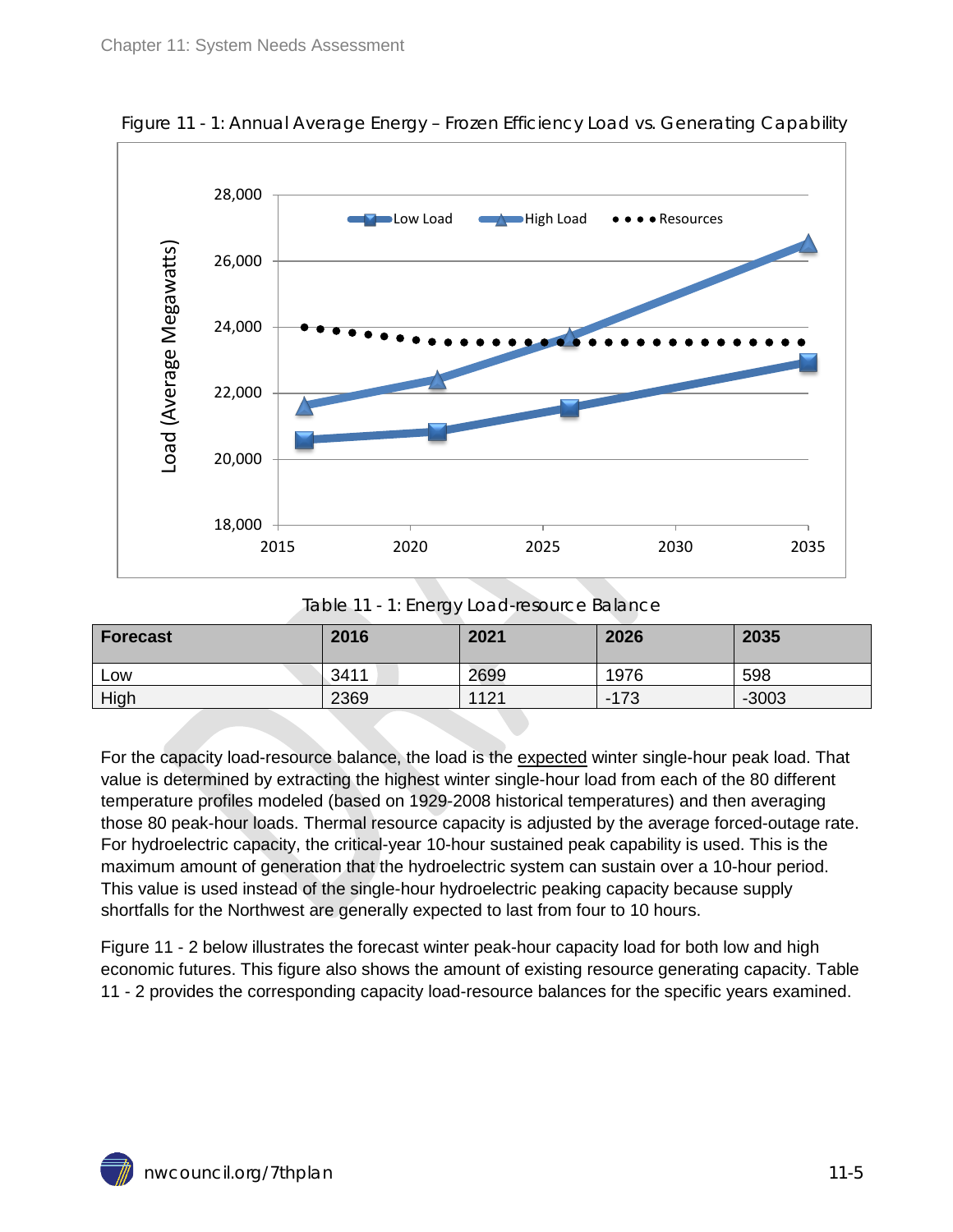Figure 11 - 1: Annual Average Energy – Frozen Efficiency Load vs. Generating Capability

Table 11 - 1: Energy Load-resource Balance

| Forecast | 2016 | 2021 | 2026 | 2035 |
|---|---|---|---|---|
| Low | 3411 | 2699 | 1976 | 598 |
| High | 2369 | 1121 | -173 | -3003 |

For the capacity load-resource balance, the load is the expected winter single-hour peak load. That value is determined by extracting the highest winter single-hour load from each of the 80 different temperature profiles modeled (based on 1929-2008 historical temperatures) and then averaging those 80 peak-hour loads. Thermal resource capacity is adjusted by the average forced-outage rate. For hydroelectric capacity, the critical-year 10-hour sustained peak capability is used. This is the maximum amount of generation that the hydroelectric system can sustain over a 10-hour period. This value is used instead of the single-hour hydroelectric peaking capacity because supply shortfalls for the Northwest are generally expected to last from four to 10 hours.

Figure 11 - 2 below illustrates the forecast winter peak-hour capacity load for both low and high economic futures. This figure also shows the amount of existing resource generating capacity. Table 11 - 2 provides the corresponding capacity load-resource balances for the specific years examined.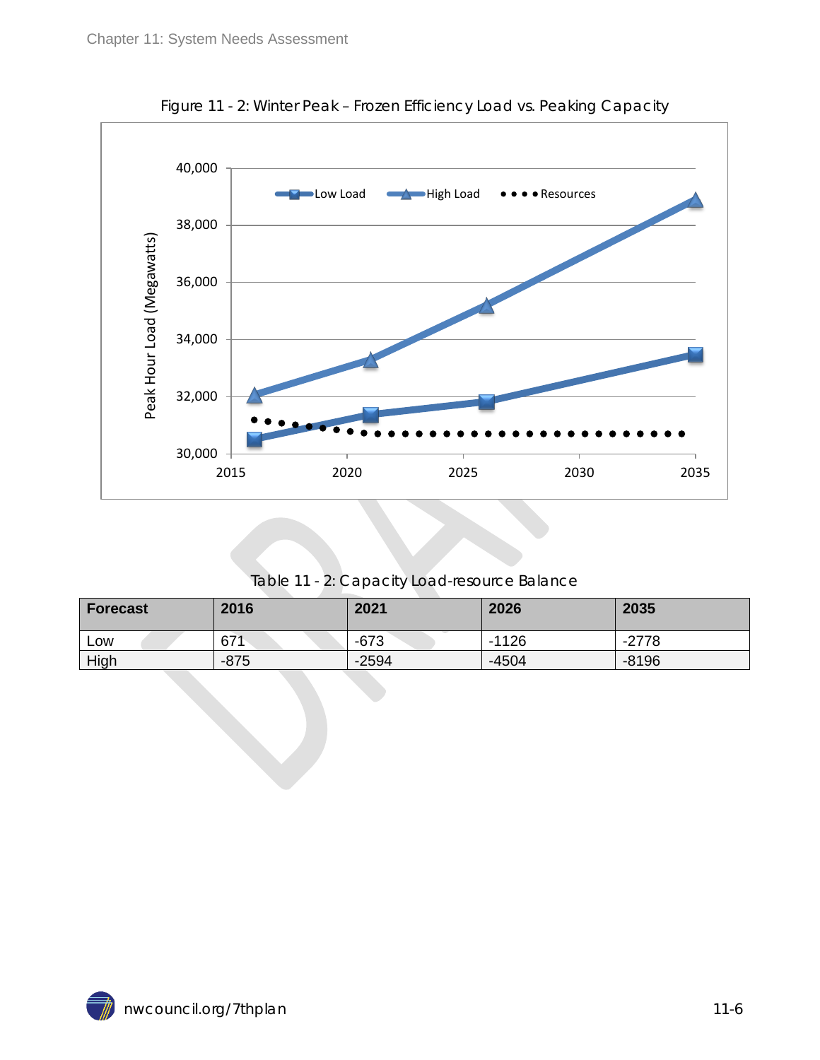Figure 11 - 2: Winter Peak – Frozen Efficiency Load vs. Peaking Capacity

Table 11 - 2: Capacity Load-resource Balance

| Forecast | 2016 | 2021 | 2026 | 2035 |
|---|---|---|---|---|
| Low | 671 | -673 | -1126 | -2778 |
| High | -875 | -2594 | -4504 | -8196 |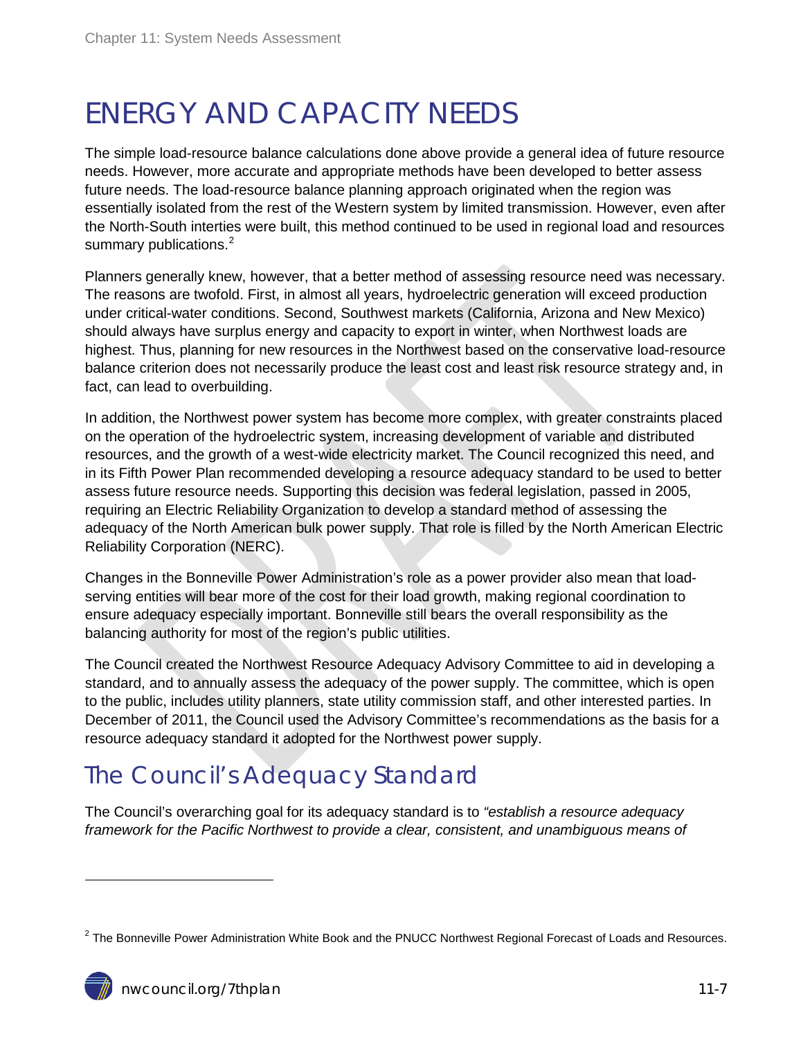# ENERGY AND CAPACITY NEEDS

The simple load-resource balance calculations done above provide a general idea of future resource needs. However, more accurate and appropriate methods have been developed to better assess future needs. The load-resource balance planning approach originated when the region was essentially isolated from the rest of the Western system by limited transmission. However, even after the North-South interties were built, this method continued to be used in regional load and resources summary publications.[2]

Planners generally knew, however, that a better method of assessing resource need was necessary. The reasons are twofold. First, in almost all years, hydroelectric generation will exceed production under critical-water conditions. Second, Southwest markets (California, Arizona and New Mexico) should always have surplus energy and capacity to export in winter, when Northwest loads are highest. Thus, planning for new resources in the Northwest based on the conservative load-resource balance criterion does not necessarily produce the least cost and least risk resource strategy and, in fact, can lead to overbuilding.

In addition, the Northwest power system has become more complex, with greater constraints placed on the operation of the hydroelectric system, increasing development of variable and distributed resources, and the growth of a west-wide electricity market. The Council recognized this need, and in its Fifth Power Plan recommended developing a resource adequacy standard to be used to better assess future resource needs. Supporting this decision was federal legislation, passed in 2005, requiring an Electric Reliability Organization to develop a standard method of assessing the adequacy of the North American bulk power supply. That role is filled by the North American Electric Reliability Corporation (NERC).

Changes in the Bonneville Power Administration's role as a power provider also mean that load-serving entities will bear more of the cost for their load growth, making regional coordination to ensure adequacy especially important. Bonneville still bears the overall responsibility as the balancing authority for most of the region's public utilities.

The Council created the Northwest Resource Adequacy Advisory Committee to aid in developing a standard, and to annually assess the adequacy of the power supply. The committee, which is open to the public, includes utility planners, state utility commission staff, and other interested parties. In December of 2011, the Council used the Advisory Committee's recommendations as the basis for a resource adequacy standard it adopted for the Northwest power supply.

## The Council's Adequacy Standard

The Council's overarching goal for its adequacy standard is to *"establish a resource adequacy framework for the Pacific Northwest to provide a clear, consistent, and unambiguous means of*

[2] The Bonneville Power Administration White Book and the PNUCC Northwest Regional Forecast of Loads and Resources.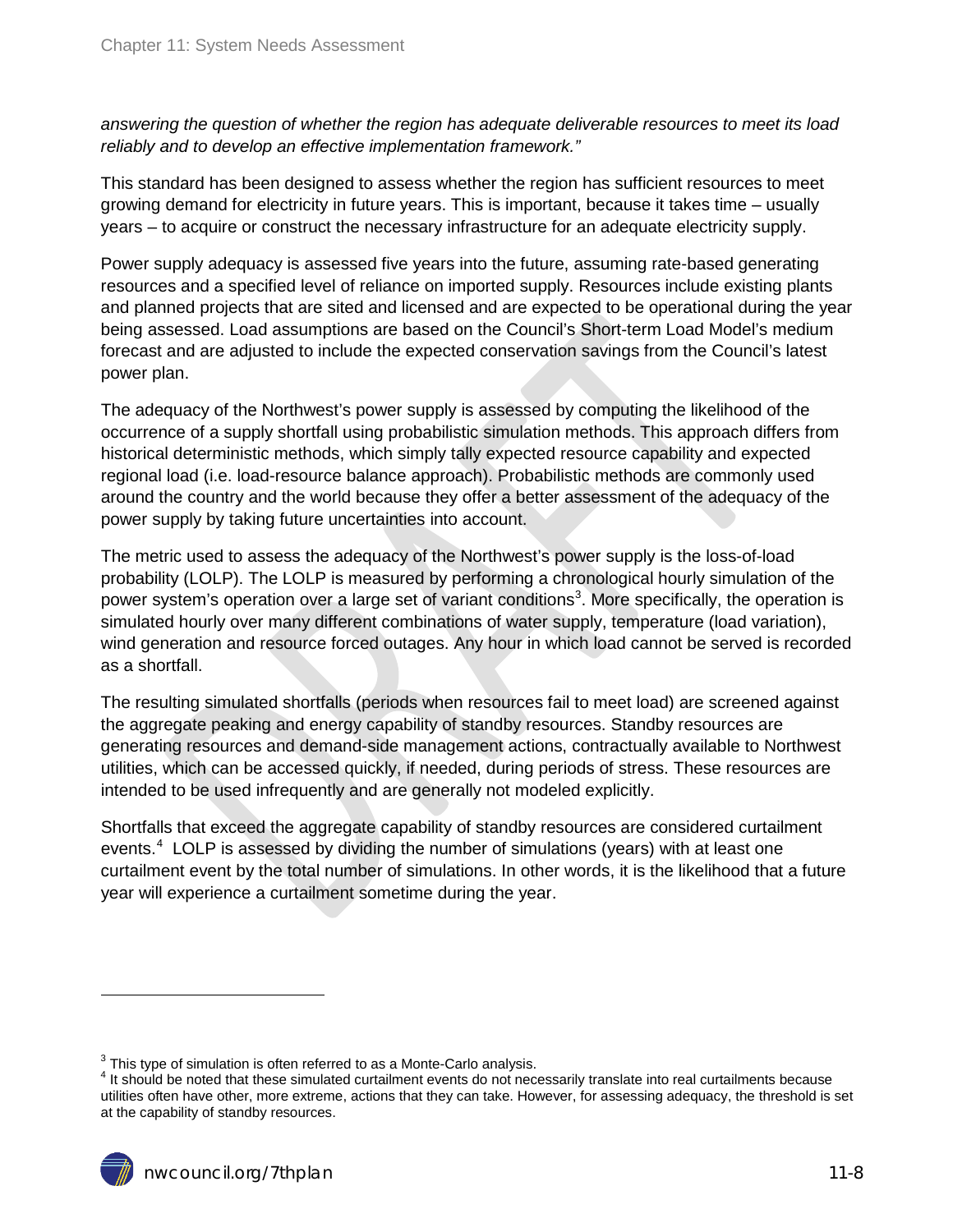*answering the question of whether the region has adequate deliverable resources to meet its load reliably and to develop an effective implementation framework."*

This standard has been designed to assess whether the region has sufficient resources to meet growing demand for electricity in future years. This is important, because it takes time – usually years – to acquire or construct the necessary infrastructure for an adequate electricity supply.

Power supply adequacy is assessed five years into the future, assuming rate-based generating resources and a specified level of reliance on imported supply. Resources include existing plants and planned projects that are sited and licensed and are expected to be operational during the year being assessed. Load assumptions are based on the Council's Short-term Load Model's medium forecast and are adjusted to include the expected conservation savings from the Council's latest power plan.

The adequacy of the Northwest's power supply is assessed by computing the likelihood of the occurrence of a supply shortfall using probabilistic simulation methods. This approach differs from historical deterministic methods, which simply tally expected resource capability and expected regional load (i.e. load-resource balance approach). Probabilistic methods are commonly used around the country and the world because they offer a better assessment of the adequacy of the power supply by taking future uncertainties into account.

The metric used to assess the adequacy of the Northwest's power supply is the loss-of-load probability (LOLP). The LOLP is measured by performing a chronological hourly simulation of the power system's operation over a large set of variant conditions[3]. More specifically, the operation is simulated hourly over many different combinations of water supply, temperature (load variation), wind generation and resource forced outages. Any hour in which load cannot be served is recorded as a shortfall.

The resulting simulated shortfalls (periods when resources fail to meet load) are screened against the aggregate peaking and energy capability of standby resources. Standby resources are generating resources and demand-side management actions, contractually available to Northwest utilities, which can be accessed quickly, if needed, during periods of stress. These resources are intended to be used infrequently and are generally not modeled explicitly.

Shortfalls that exceed the aggregate capability of standby resources are considered curtailment events.[4] LOLP is assessed by dividing the number of simulations (years) with at least one curtailment event by the total number of simulations. In other words, it is the likelihood that a future year will experience a curtailment sometime during the year.

---

[3] This type of simulation is often referred to as a Monte-Carlo analysis.

[4] It should be noted that these simulated curtailment events do not necessarily translate into real curtailments because utilities often have other, more extreme, actions that they can take. However, for assessing adequacy, the threshold is set at the capability of standby resources.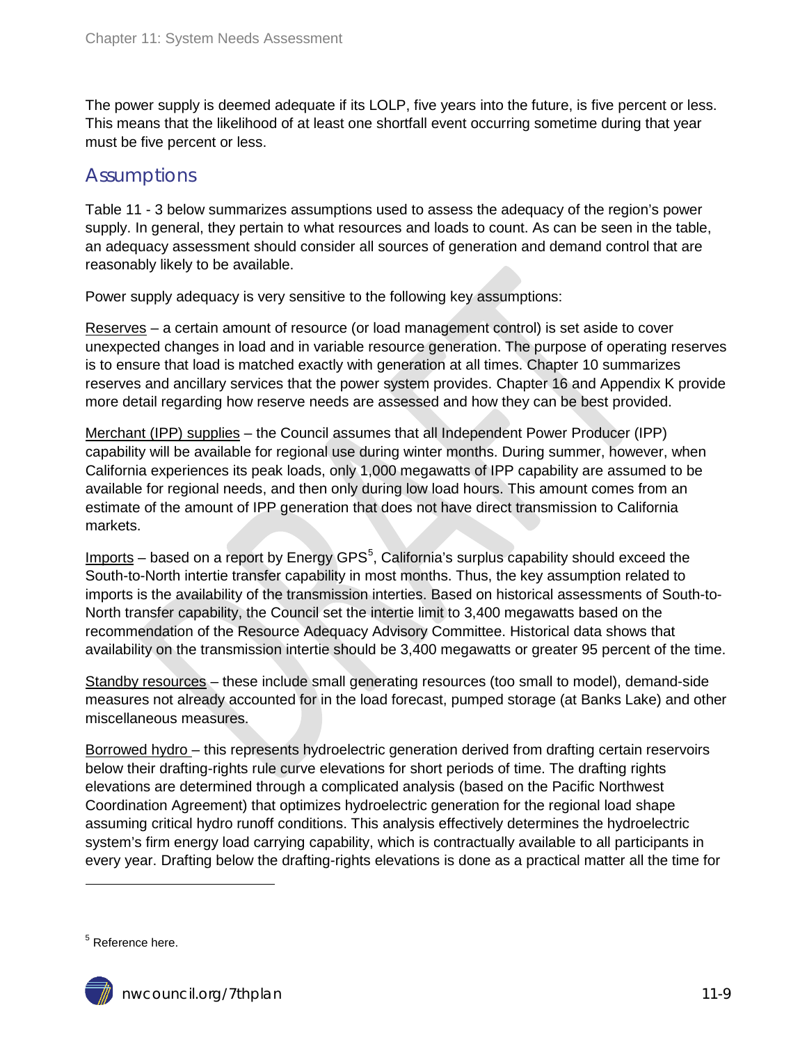The power supply is deemed adequate if its LOLP, five years into the future, is five percent or less. This means that the likelihood of at least one shortfall event occurring sometime during that year must be five percent or less.

## Assumptions

Table 11 - 3 below summarizes assumptions used to assess the adequacy of the region's power supply. In general, they pertain to what resources and loads to count. As can be seen in the table, an adequacy assessment should consider all sources of generation and demand control that are reasonably likely to be available.

Power supply adequacy is very sensitive to the following key assumptions:

Reserves – a certain amount of resource (or load management control) is set aside to cover unexpected changes in load and in variable resource generation. The purpose of operating reserves is to ensure that load is matched exactly with generation at all times. Chapter 10 summarizes reserves and ancillary services that the power system provides. Chapter 16 and Appendix K provide more detail regarding how reserve needs are assessed and how they can be best provided.

Merchant (IPP) supplies – the Council assumes that all Independent Power Producer (IPP) capability will be available for regional use during winter months. During summer, however, when California experiences its peak loads, only 1,000 megawatts of IPP capability are assumed to be available for regional needs, and then only during low load hours. This amount comes from an estimate of the amount of IPP generation that does not have direct transmission to California markets.

Imports – based on a report by Energy GPS[5], California's surplus capability should exceed the South-to-North intertie transfer capability in most months. Thus, the key assumption related to imports is the availability of the transmission interties. Based on historical assessments of South-to-North transfer capability, the Council set the intertie limit to 3,400 megawatts based on the recommendation of the Resource Adequacy Advisory Committee. Historical data shows that availability on the transmission intertie should be 3,400 megawatts or greater 95 percent of the time.

Standby resources – these include small generating resources (too small to model), demand-side measures not already accounted for in the load forecast, pumped storage (at Banks Lake) and other miscellaneous measures.

Borrowed hydro – this represents hydroelectric generation derived from drafting certain reservoirs below their drafting-rights rule curve elevations for short periods of time. The drafting rights elevations are determined through a complicated analysis (based on the Pacific Northwest Coordination Agreement) that optimizes hydroelectric generation for the regional load shape assuming critical hydro runoff conditions. This analysis effectively determines the hydroelectric system's firm energy load carrying capability, which is contractually available to all participants in every year. Drafting below the drafting-rights elevations is done as a practical matter all the time for

[5] Reference here.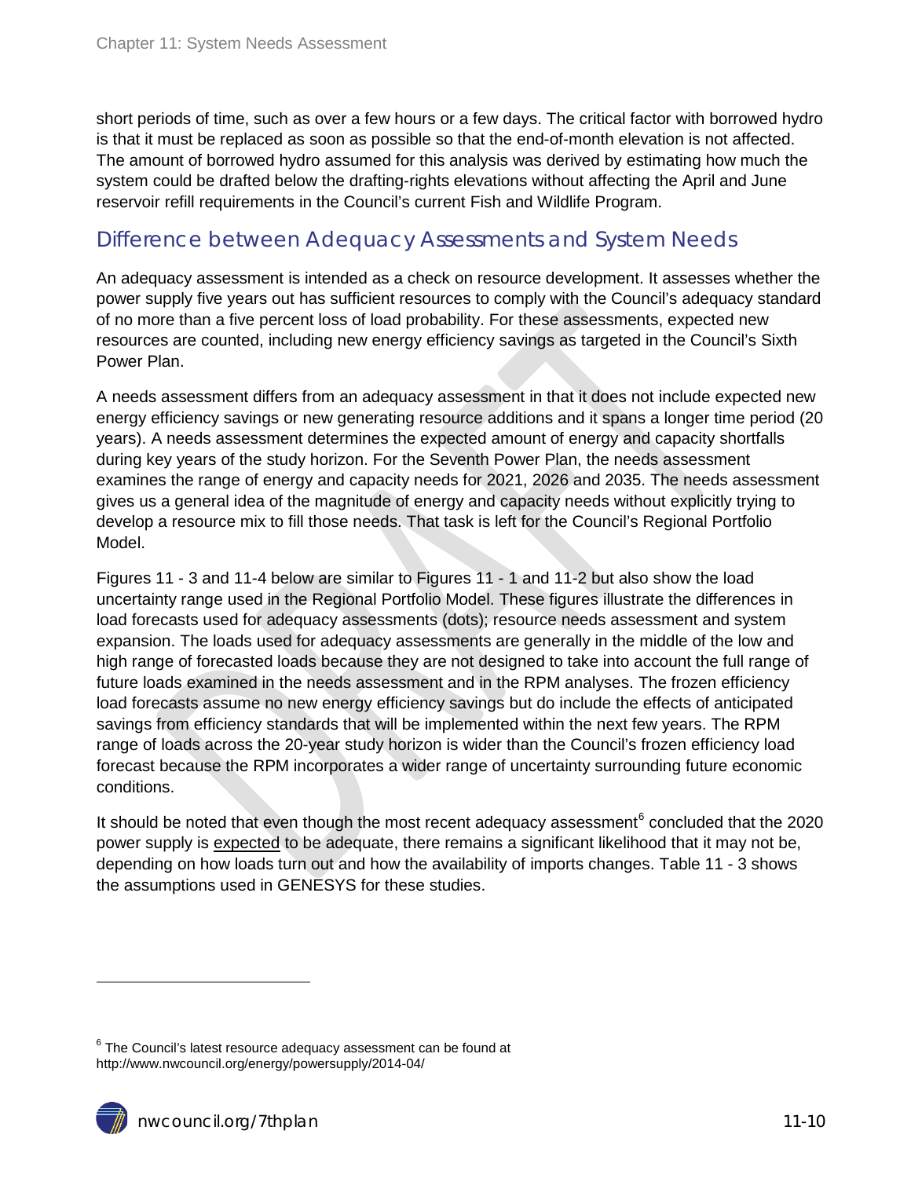short periods of time, such as over a few hours or a few days. The critical factor with borrowed hydro is that it must be replaced as soon as possible so that the end-of-month elevation is not affected. The amount of borrowed hydro assumed for this analysis was derived by estimating how much the system could be drafted below the drafting-rights elevations without affecting the April and June reservoir refill requirements in the Council's current Fish and Wildlife Program.

## Difference between Adequacy Assessments and System Needs

An adequacy assessment is intended as a check on resource development. It assesses whether the power supply five years out has sufficient resources to comply with the Council's adequacy standard of no more than a five percent loss of load probability. For these assessments, expected new resources are counted, including new energy efficiency savings as targeted in the Council's Sixth Power Plan.

A needs assessment differs from an adequacy assessment in that it does not include expected new energy efficiency savings or new generating resource additions and it spans a longer time period (20 years). A needs assessment determines the expected amount of energy and capacity shortfalls during key years of the study horizon. For the Seventh Power Plan, the needs assessment examines the range of energy and capacity needs for 2021, 2026 and 2035. The needs assessment gives us a general idea of the magnitude of energy and capacity needs without explicitly trying to develop a resource mix to fill those needs. That task is left for the Council's Regional Portfolio Model.

Figures 11 - 3 and 11-4 below are similar to Figures 11 - 1 and 11-2 but also show the load uncertainty range used in the Regional Portfolio Model. These figures illustrate the differences in load forecasts used for adequacy assessments (dots); resource needs assessment and system expansion. The loads used for adequacy assessments are generally in the middle of the low and high range of forecasted loads because they are not designed to take into account the full range of future loads examined in the needs assessment and in the RPM analyses. The frozen efficiency load forecasts assume no new energy efficiency savings but do include the effects of anticipated savings from efficiency standards that will be implemented within the next few years. The RPM range of loads across the 20-year study horizon is wider than the Council's frozen efficiency load forecast because the RPM incorporates a wider range of uncertainty surrounding future economic conditions.

It should be noted that even though the most recent adequacy assessment[6] concluded that the 2020 power supply is expected to be adequate, there remains a significant likelihood that it may not be, depending on how loads turn out and how the availability of imports changes. Table 11 - 3 shows the assumptions used in GENESYS for these studies.

---

[6] The Council's latest resource adequacy assessment can be found at http://www.nwcouncil.org/energy/powersupply/2014-04/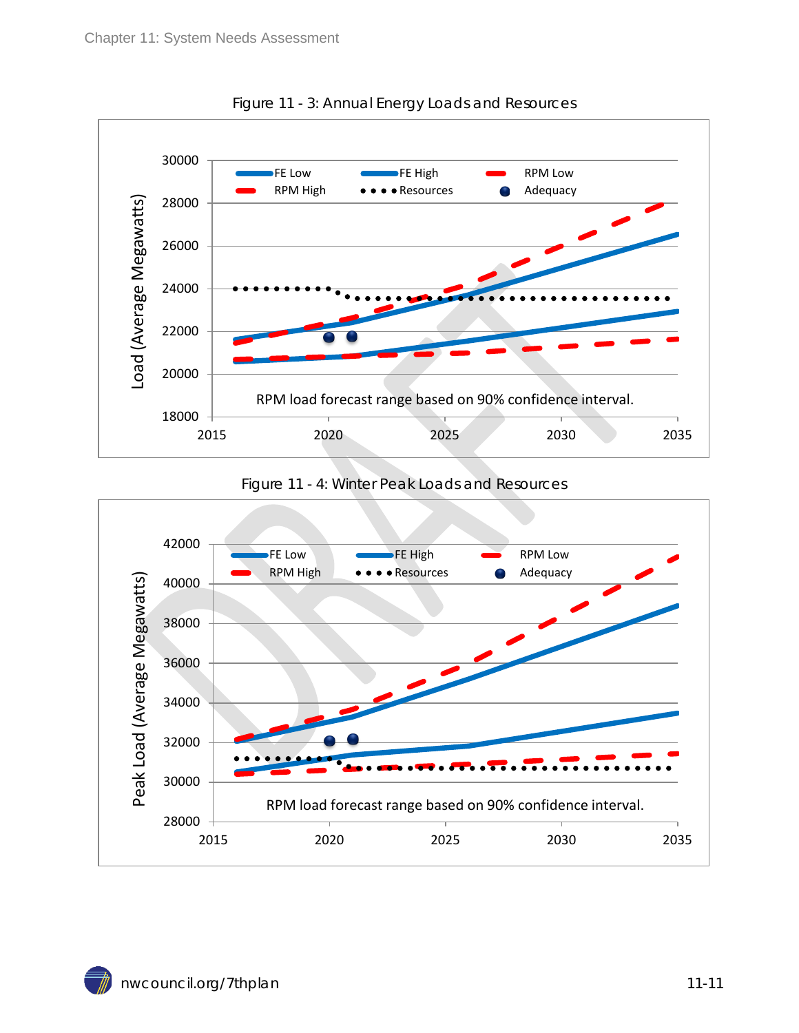Figure 11 - 3: Annual Energy Loads and Resources

Figure 11 - 4: Winter Peak Loads and Resources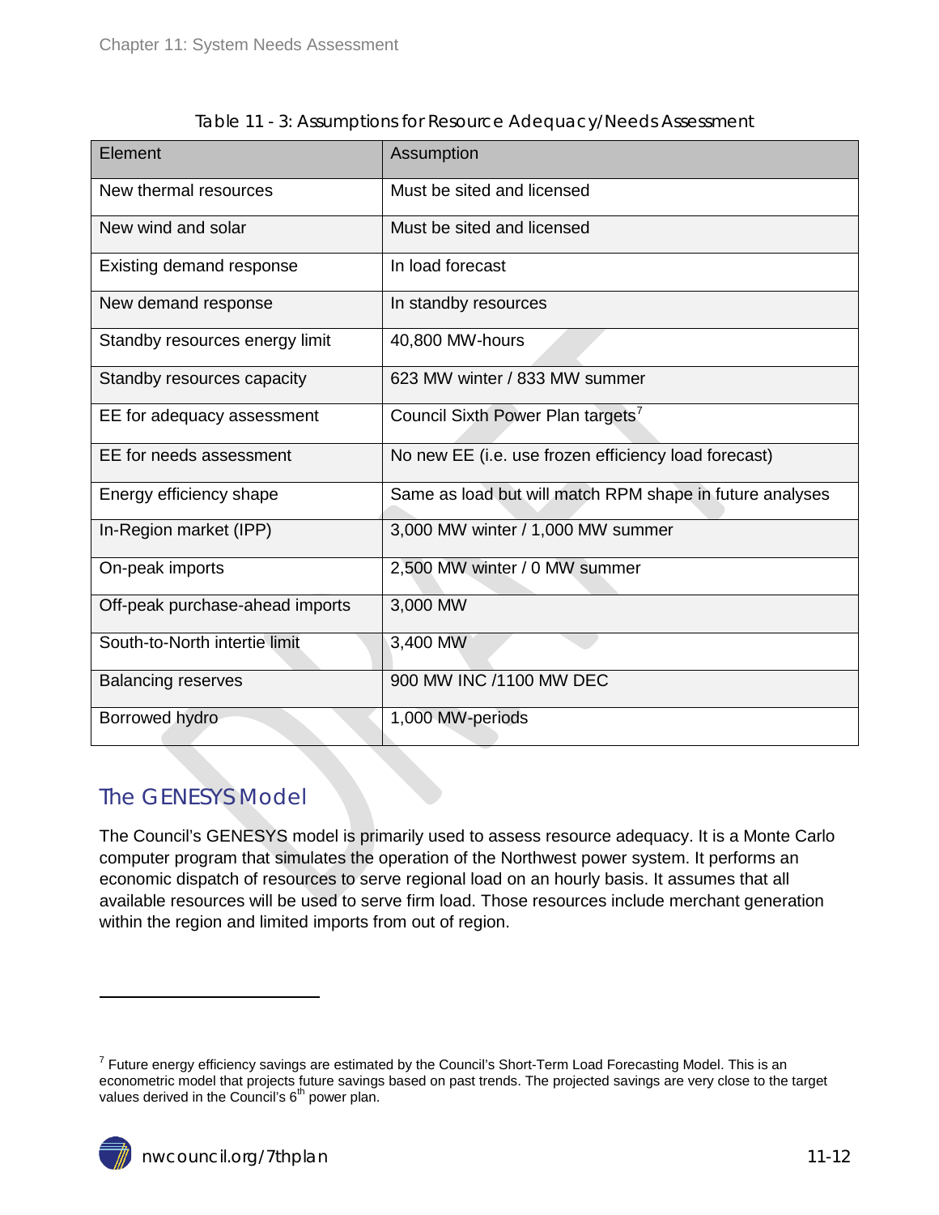Table 11 - 3: Assumptions for Resource Adequacy/Needs Assessment

| Element | Assumption |
| --- | --- |
| New thermal resources | Must be sited and licensed |
| New wind and solar | Must be sited and licensed |
| Existing demand response | In load forecast |
| New demand response | In standby resources |
| Standby resources energy limit | 40,800 MW-hours |
| Standby resources capacity | 623 MW winter / 833 MW summer |
| EE for adequacy assessment | Council Sixth Power Plan targets[7] |
| EE for needs assessment | No new EE (i.e. use frozen efficiency load forecast) |
| Energy efficiency shape | Same as load but will match RPM shape in future analyses |
| In-Region market (IPP) | 3,000 MW winter / 1,000 MW summer |
| On-peak imports | 2,500 MW winter / 0 MW summer |
| Off-peak purchase-ahead imports | 3,000 MW |
| South-to-North intertie limit | 3,400 MW |
| Balancing reserves | 900 MW INC /1100 MW DEC |
| Borrowed hydro | 1,000 MW-periods |

## The GENESYS Model

The Council's GENESYS model is primarily used to assess resource adequacy. It is a Monte Carlo computer program that simulates the operation of the Northwest power system. It performs an economic dispatch of resources to serve regional load on an hourly basis. It assumes that all available resources will be used to serve firm load. Those resources include merchant generation within the region and limited imports from out of region.

---

[7] Future energy efficiency savings are estimated by the Council's Short-Term Load Forecasting Model. This is an econometric model that projects future savings based on past trends. The projected savings are very close to the target values derived in the Council's 6th power plan.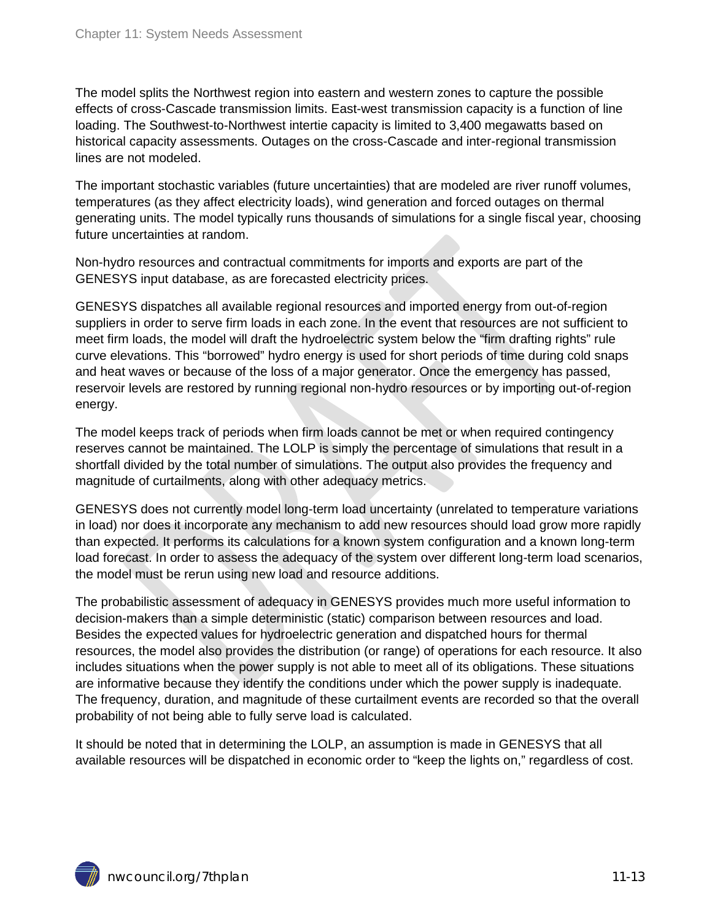The model splits the Northwest region into eastern and western zones to capture the possible effects of cross-Cascade transmission limits. East-west transmission capacity is a function of line loading. The Southwest-to-Northwest intertie capacity is limited to 3,400 megawatts based on historical capacity assessments. Outages on the cross-Cascade and inter-regional transmission lines are not modeled.

The important stochastic variables (future uncertainties) that are modeled are river runoff volumes, temperatures (as they affect electricity loads), wind generation and forced outages on thermal generating units. The model typically runs thousands of simulations for a single fiscal year, choosing future uncertainties at random.

Non-hydro resources and contractual commitments for imports and exports are part of the GENESYS input database, as are forecasted electricity prices.

GENESYS dispatches all available regional resources and imported energy from out-of-region suppliers in order to serve firm loads in each zone. In the event that resources are not sufficient to meet firm loads, the model will draft the hydroelectric system below the "firm drafting rights" rule curve elevations. This "borrowed" hydro energy is used for short periods of time during cold snaps and heat waves or because of the loss of a major generator. Once the emergency has passed, reservoir levels are restored by running regional non-hydro resources or by importing out-of-region energy.

The model keeps track of periods when firm loads cannot be met or when required contingency reserves cannot be maintained. The LOLP is simply the percentage of simulations that result in a shortfall divided by the total number of simulations. The output also provides the frequency and magnitude of curtailments, along with other adequacy metrics.

GENESYS does not currently model long-term load uncertainty (unrelated to temperature variations in load) nor does it incorporate any mechanism to add new resources should load grow more rapidly than expected. It performs its calculations for a known system configuration and a known long-term load forecast. In order to assess the adequacy of the system over different long-term load scenarios, the model must be rerun using new load and resource additions.

The probabilistic assessment of adequacy in GENESYS provides much more useful information to decision-makers than a simple deterministic (static) comparison between resources and load. Besides the expected values for hydroelectric generation and dispatched hours for thermal resources, the model also provides the distribution (or range) of operations for each resource. It also includes situations when the power supply is not able to meet all of its obligations. These situations are informative because they identify the conditions under which the power supply is inadequate. The frequency, duration, and magnitude of these curtailment events are recorded so that the overall probability of not being able to fully serve load is calculated.

It should be noted that in determining the LOLP, an assumption is made in GENESYS that all available resources will be dispatched in economic order to "keep the lights on," regardless of cost.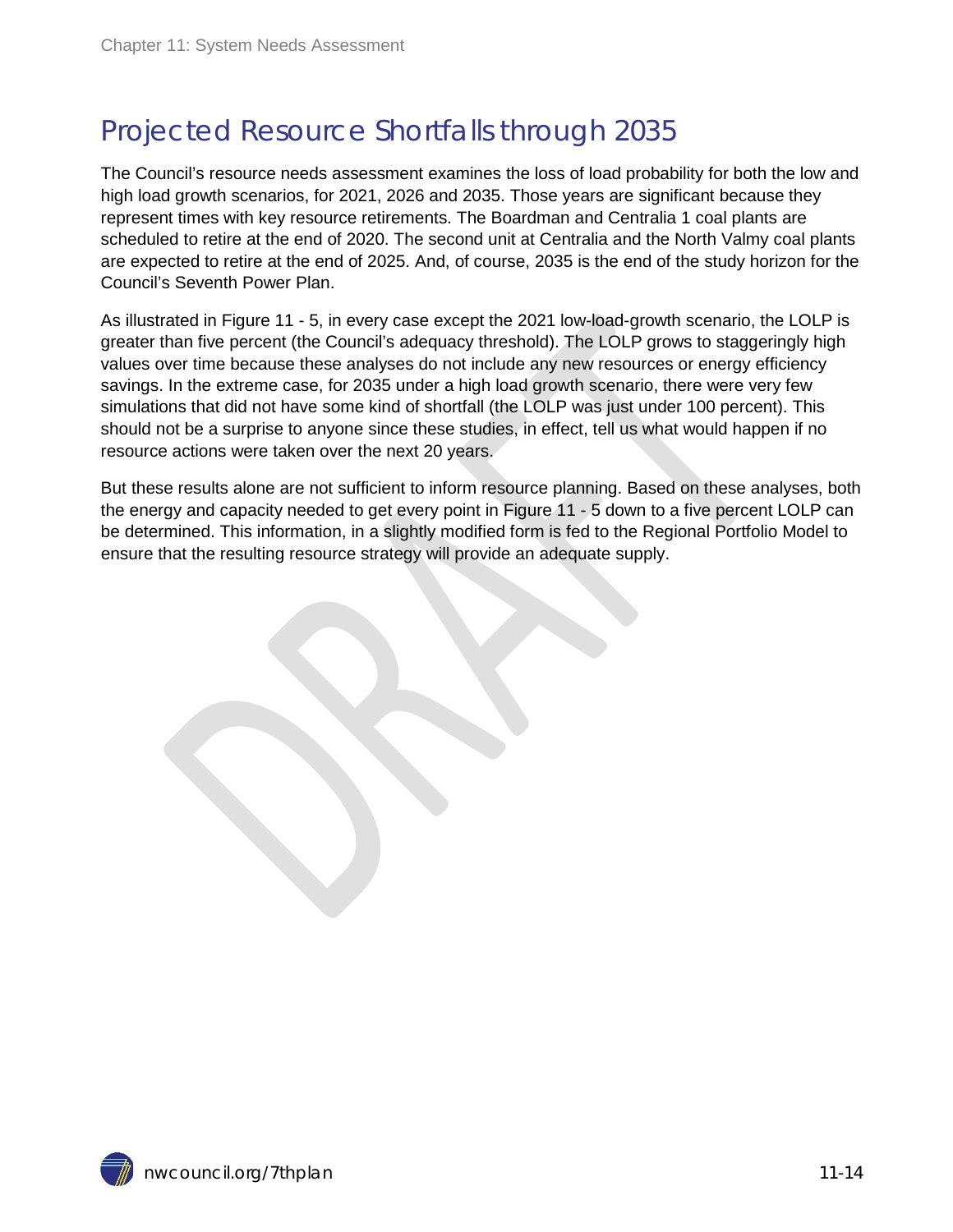# Projected Resource Shortfalls through 2035

The Council's resource needs assessment examines the loss of load probability for both the low and high load growth scenarios, for 2021, 2026 and 2035. Those years are significant because they represent times with key resource retirements. The Boardman and Centralia 1 coal plants are scheduled to retire at the end of 2020. The second unit at Centralia and the North Valmy coal plants are expected to retire at the end of 2025. And, of course, 2035 is the end of the study horizon for the Council's Seventh Power Plan.

As illustrated in Figure 11 - 5, in every case except the 2021 low-load-growth scenario, the LOLP is greater than five percent (the Council's adequacy threshold). The LOLP grows to staggeringly high values over time because these analyses do not include any new resources or energy efficiency savings. In the extreme case, for 2035 under a high load growth scenario, there were very few simulations that did not have some kind of shortfall (the LOLP was just under 100 percent). This should not be a surprise to anyone since these studies, in effect, tell us what would happen if no resource actions were taken over the next 20 years.

But these results alone are not sufficient to inform resource planning. Based on these analyses, both the energy and capacity needed to get every point in Figure 11 - 5 down to a five percent LOLP can be determined. This information, in a slightly modified form is fed to the Regional Portfolio Model to ensure that the resulting resource strategy will provide an adequate supply.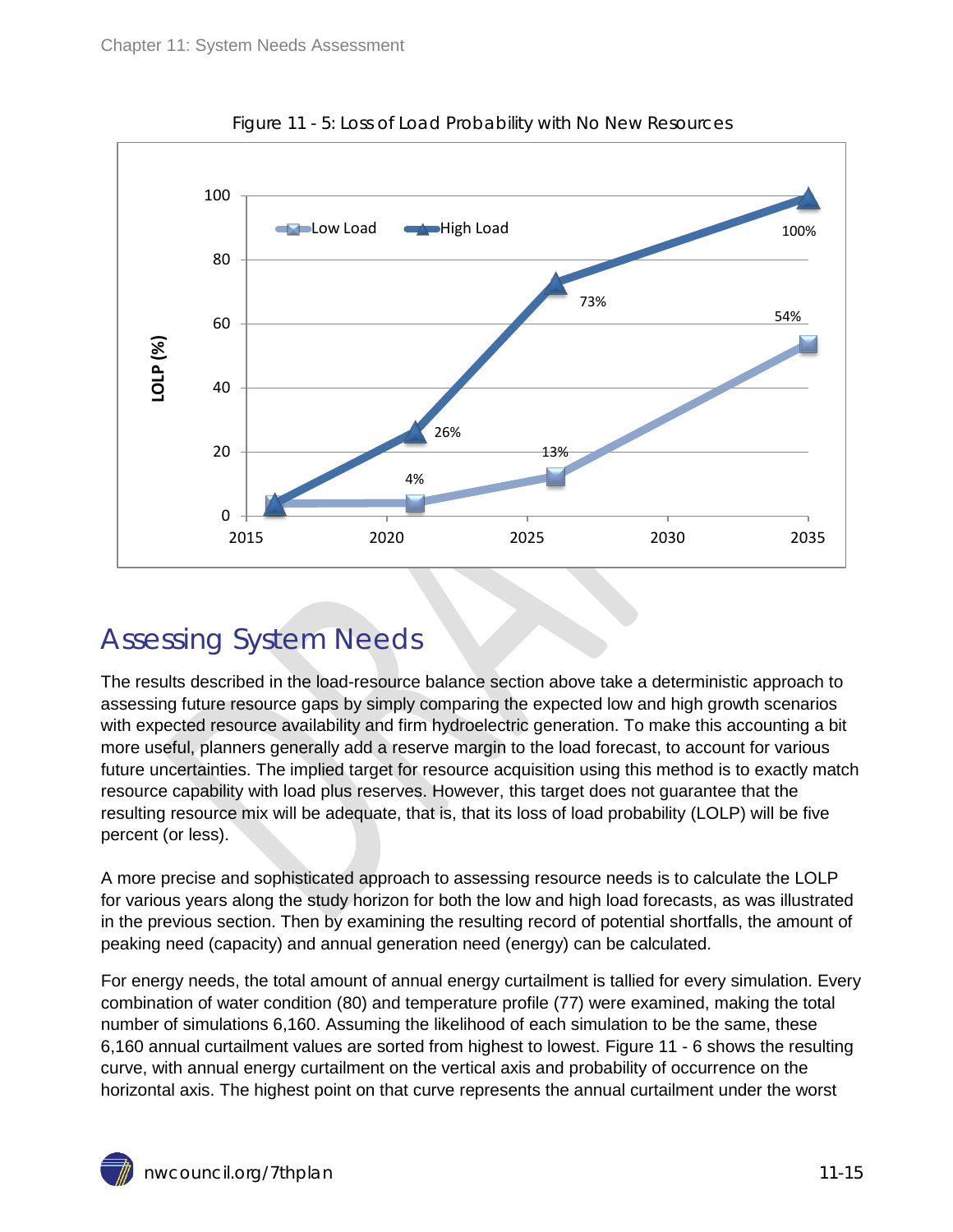Figure 11 - 5: Loss of Load Probability with No New Resources

## Assessing System Needs

The results described in the load-resource balance section above take a deterministic approach to assessing future resource gaps by simply comparing the expected low and high growth scenarios with expected resource availability and firm hydroelectric generation. To make this accounting a bit more useful, planners generally add a reserve margin to the load forecast, to account for various future uncertainties. The implied target for resource acquisition using this method is to exactly match resource capability with load plus reserves. However, this target does not guarantee that the resulting resource mix will be adequate, that is, that its loss of load probability (LOLP) will be five percent (or less).

A more precise and sophisticated approach to assessing resource needs is to calculate the LOLP for various years along the study horizon for both the low and high load forecasts, as was illustrated in the previous section. Then by examining the resulting record of potential shortfalls, the amount of peaking need (capacity) and annual generation need (energy) can be calculated.

For energy needs, the total amount of annual energy curtailment is tallied for every simulation. Every combination of water condition (80) and temperature profile (77) were examined, making the total number of simulations 6,160. Assuming the likelihood of each simulation to be the same, these 6,160 annual curtailment values are sorted from highest to lowest. Figure 11 - 6 shows the resulting curve, with annual energy curtailment on the vertical axis and probability of occurrence on the horizontal axis. The highest point on that curve represents the annual curtailment under the worst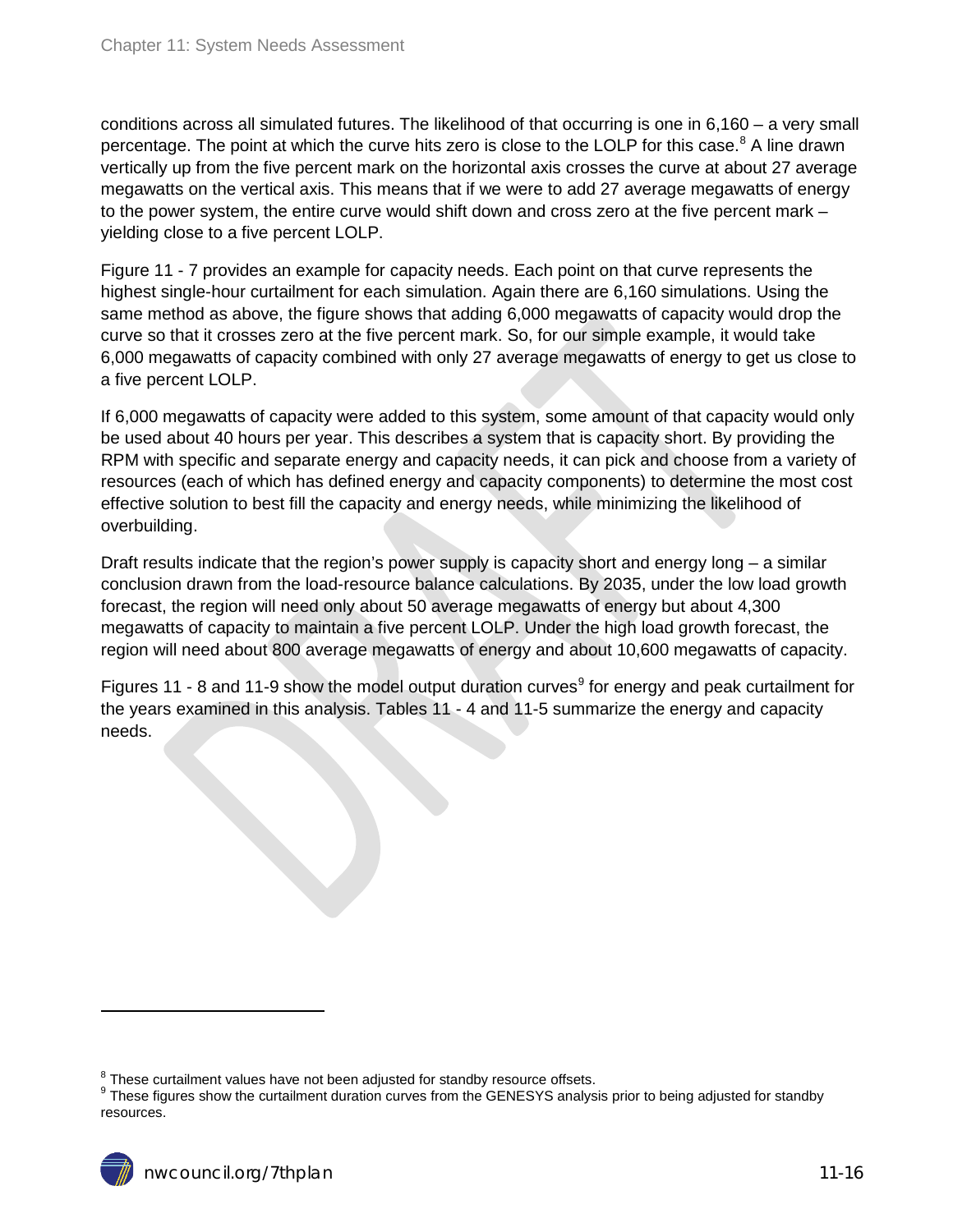conditions across all simulated futures. The likelihood of that occurring is one in 6,160 – a very small percentage. The point at which the curve hits zero is close to the LOLP for this case.[8] A line drawn vertically up from the five percent mark on the horizontal axis crosses the curve at about 27 average megawatts on the vertical axis. This means that if we were to add 27 average megawatts of energy to the power system, the entire curve would shift down and cross zero at the five percent mark – yielding close to a five percent LOLP.

Figure 11 - 7 provides an example for capacity needs. Each point on that curve represents the highest single-hour curtailment for each simulation. Again there are 6,160 simulations. Using the same method as above, the figure shows that adding 6,000 megawatts of capacity would drop the curve so that it crosses zero at the five percent mark. So, for our simple example, it would take 6,000 megawatts of capacity combined with only 27 average megawatts of energy to get us close to a five percent LOLP.

If 6,000 megawatts of capacity were added to this system, some amount of that capacity would only be used about 40 hours per year. This describes a system that is capacity short. By providing the RPM with specific and separate energy and capacity needs, it can pick and choose from a variety of resources (each of which has defined energy and capacity components) to determine the most cost effective solution to best fill the capacity and energy needs, while minimizing the likelihood of overbuilding.

Draft results indicate that the region's power supply is capacity short and energy long – a similar conclusion drawn from the load-resource balance calculations. By 2035, under the low load growth forecast, the region will need only about 50 average megawatts of energy but about 4,300 megawatts of capacity to maintain a five percent LOLP. Under the high load growth forecast, the region will need about 800 average megawatts of energy and about 10,600 megawatts of capacity.

Figures 11 - 8 and 11-9 show the model output duration curves[9] for energy and peak curtailment for the years examined in this analysis. Tables 11 - 4 and 11-5 summarize the energy and capacity needs.

---

[8] These curtailment values have not been adjusted for standby resource offsets.

[9] These figures show the curtailment duration curves from the GENESYS analysis prior to being adjusted for standby resources.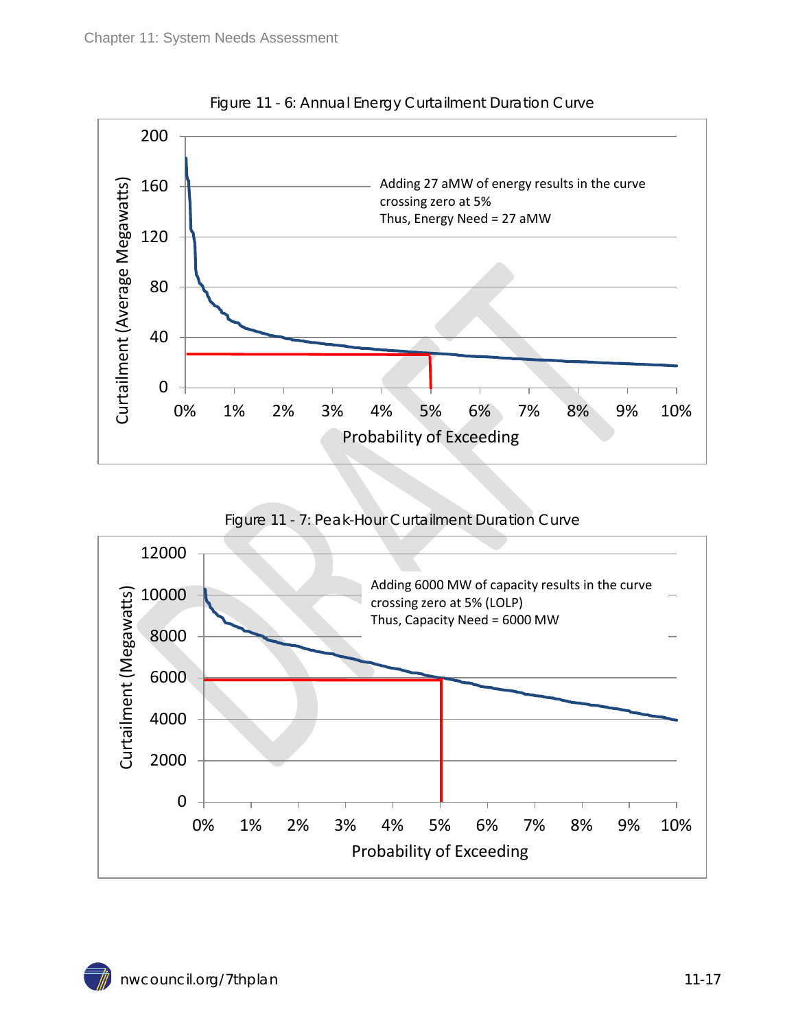Figure 11 - 6: Annual Energy Curtailment Duration Curve

Adding 27 aMW of energy results in the curve crossing zero at 5%
Thus, Energy Need = 27 aMW

Figure 11 - 7: Peak-Hour Curtailment Duration Curve

Adding 6000 MW of capacity results in the curve crossing zero at 5% (LOLP)
Thus, Capacity Need = 6000 MW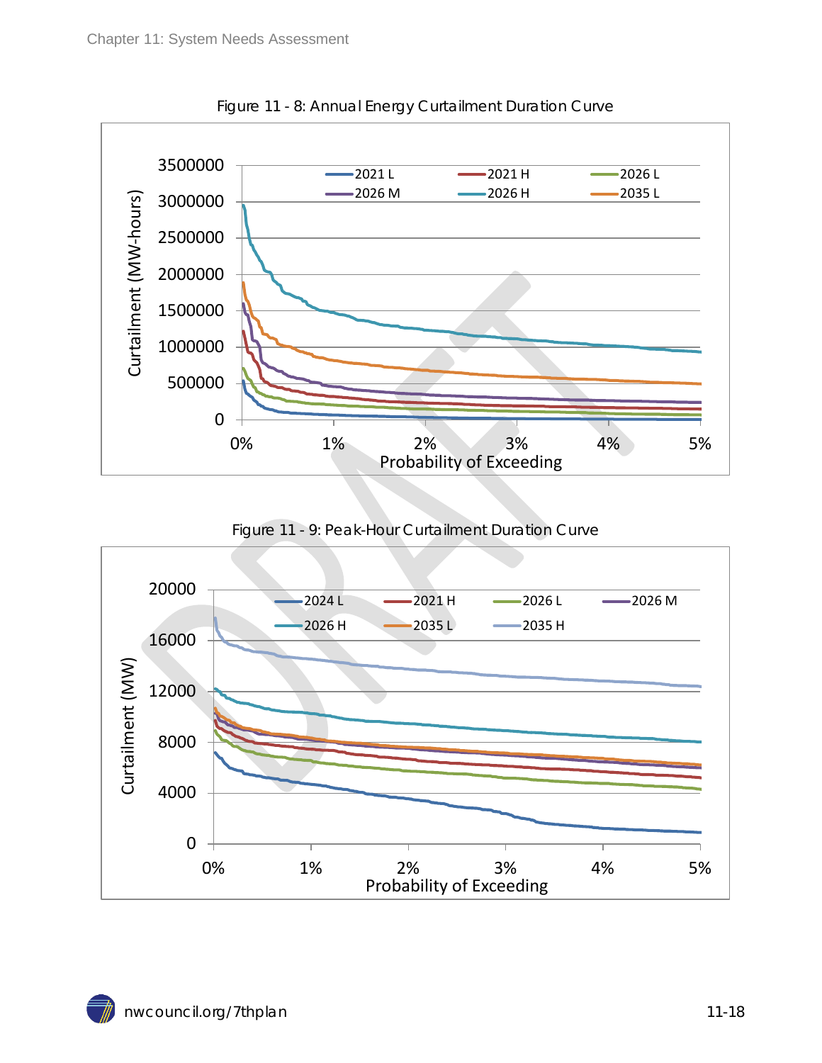Figure 11 - 8: Annual Energy Curtailment Duration Curve

Figure 11 - 9: Peak-Hour Curtailment Duration Curve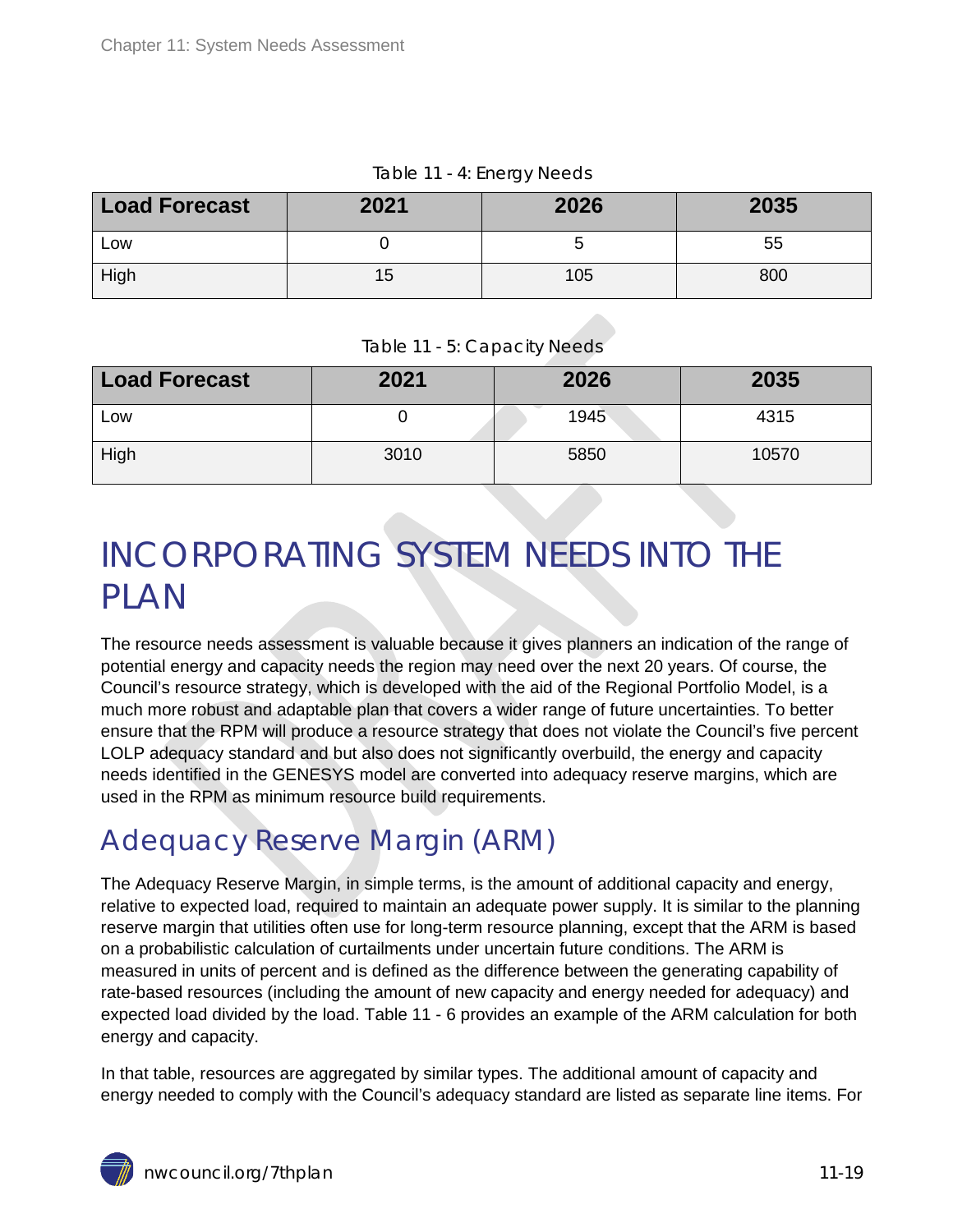Table 11 - 4: Energy Needs

| Load Forecast | 2021 | 2026 | 2035 |
|---|---|---|---|
| Low | 0 | 5 | 55 |
| High | 15 | 105 | 800 |

Table 11 - 5: Capacity Needs

| Load Forecast | 2021 | 2026 | 2035 |
|---|---|---|---|
| Low | 0 | 1945 | 4315 |
| High | 3010 | 5850 | 10570 |

# INCORPORATING SYSTEM NEEDS INTO THE PLAN

The resource needs assessment is valuable because it gives planners an indication of the range of potential energy and capacity needs the region may need over the next 20 years. Of course, the Council's resource strategy, which is developed with the aid of the Regional Portfolio Model, is a much more robust and adaptable plan that covers a wider range of future uncertainties. To better ensure that the RPM will produce a resource strategy that does not violate the Council's five percent LOLP adequacy standard and but also does not significantly overbuild, the energy and capacity needs identified in the GENESYS model are converted into adequacy reserve margins, which are used in the RPM as minimum resource build requirements.

## Adequacy Reserve Margin (ARM)

The Adequacy Reserve Margin, in simple terms, is the amount of additional capacity and energy, relative to expected load, required to maintain an adequate power supply. It is similar to the planning reserve margin that utilities often use for long-term resource planning, except that the ARM is based on a probabilistic calculation of curtailments under uncertain future conditions. The ARM is measured in units of percent and is defined as the difference between the generating capability of rate-based resources (including the amount of new capacity and energy needed for adequacy) and expected load divided by the load. Table 11 - 6 provides an example of the ARM calculation for both energy and capacity.

In that table, resources are aggregated by similar types. The additional amount of capacity and energy needed to comply with the Council's adequacy standard are listed as separate line items. For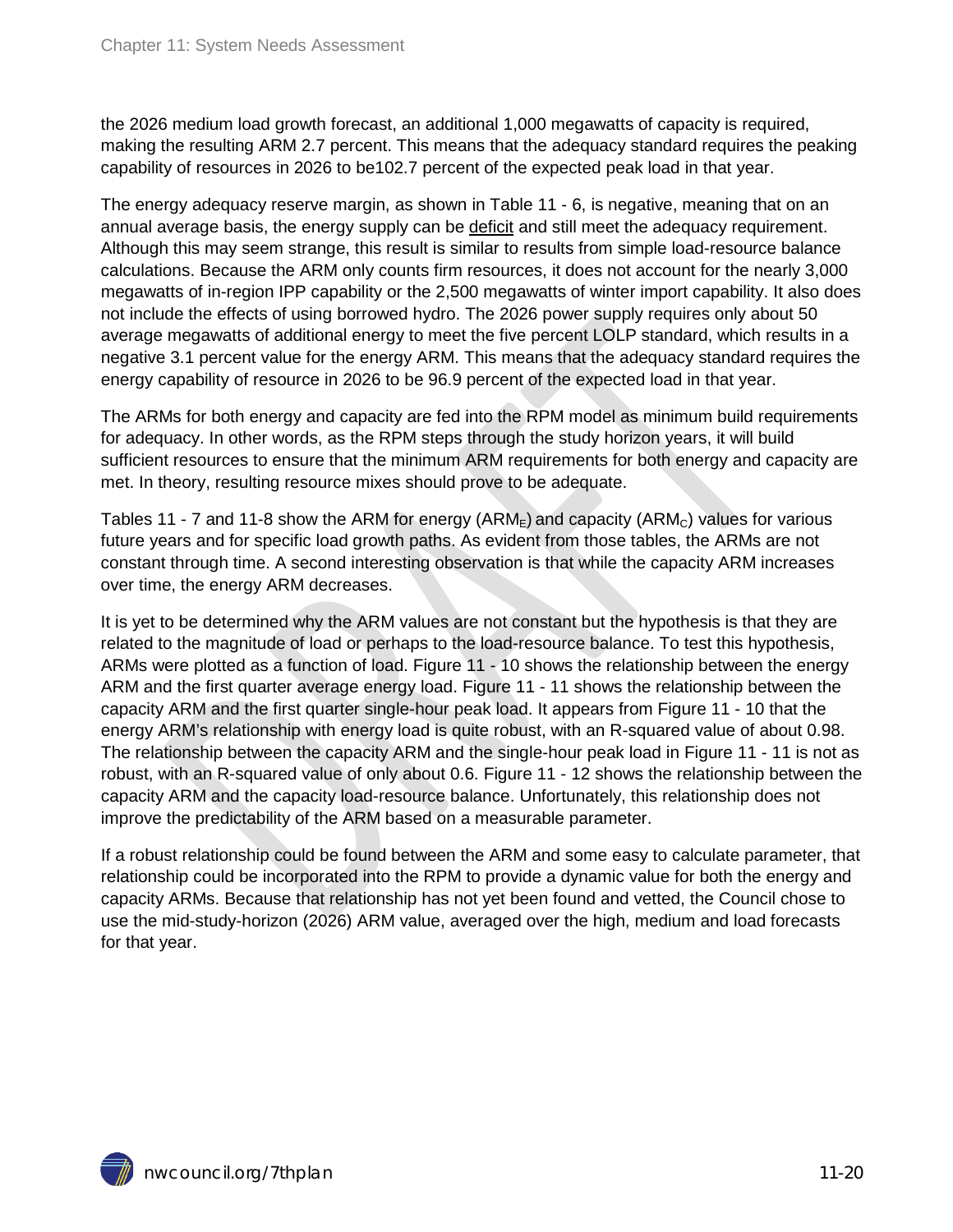the 2026 medium load growth forecast, an additional 1,000 megawatts of capacity is required, making the resulting ARM 2.7 percent. This means that the adequacy standard requires the peaking capability of resources in 2026 to be102.7 percent of the expected peak load in that year.

The energy adequacy reserve margin, as shown in Table 11 - 6, is negative, meaning that on an annual average basis, the energy supply can be deficit and still meet the adequacy requirement. Although this may seem strange, this result is similar to results from simple load-resource balance calculations. Because the ARM only counts firm resources, it does not account for the nearly 3,000 megawatts of in-region IPP capability or the 2,500 megawatts of winter import capability. It also does not include the effects of using borrowed hydro. The 2026 power supply requires only about 50 average megawatts of additional energy to meet the five percent LOLP standard, which results in a negative 3.1 percent value for the energy ARM. This means that the adequacy standard requires the energy capability of resource in 2026 to be 96.9 percent of the expected load in that year.

The ARMs for both energy and capacity are fed into the RPM model as minimum build requirements for adequacy. In other words, as the RPM steps through the study horizon years, it will build sufficient resources to ensure that the minimum ARM requirements for both energy and capacity are met. In theory, resulting resource mixes should prove to be adequate.

Tables 11 - 7 and 11-8 show the ARM for energy ($ARM_E$) and capacity ($ARM_C$) values for various future years and for specific load growth paths. As evident from those tables, the ARMs are not constant through time. A second interesting observation is that while the capacity ARM increases over time, the energy ARM decreases.

It is yet to be determined why the ARM values are not constant but the hypothesis is that they are related to the magnitude of load or perhaps to the load-resource balance. To test this hypothesis, ARMs were plotted as a function of load. Figure 11 - 10 shows the relationship between the energy ARM and the first quarter average energy load. Figure 11 - 11 shows the relationship between the capacity ARM and the first quarter single-hour peak load. It appears from Figure 11 - 10 that the energy ARM's relationship with energy load is quite robust, with an R-squared value of about 0.98. The relationship between the capacity ARM and the single-hour peak load in Figure 11 - 11 is not as robust, with an R-squared value of only about 0.6. Figure 11 - 12 shows the relationship between the capacity ARM and the capacity load-resource balance. Unfortunately, this relationship does not improve the predictability of the ARM based on a measurable parameter.

If a robust relationship could be found between the ARM and some easy to calculate parameter, that relationship could be incorporated into the RPM to provide a dynamic value for both the energy and capacity ARMs. Because that relationship has not yet been found and vetted, the Council chose to use the mid-study-horizon (2026) ARM value, averaged over the high, medium and load forecasts for that year.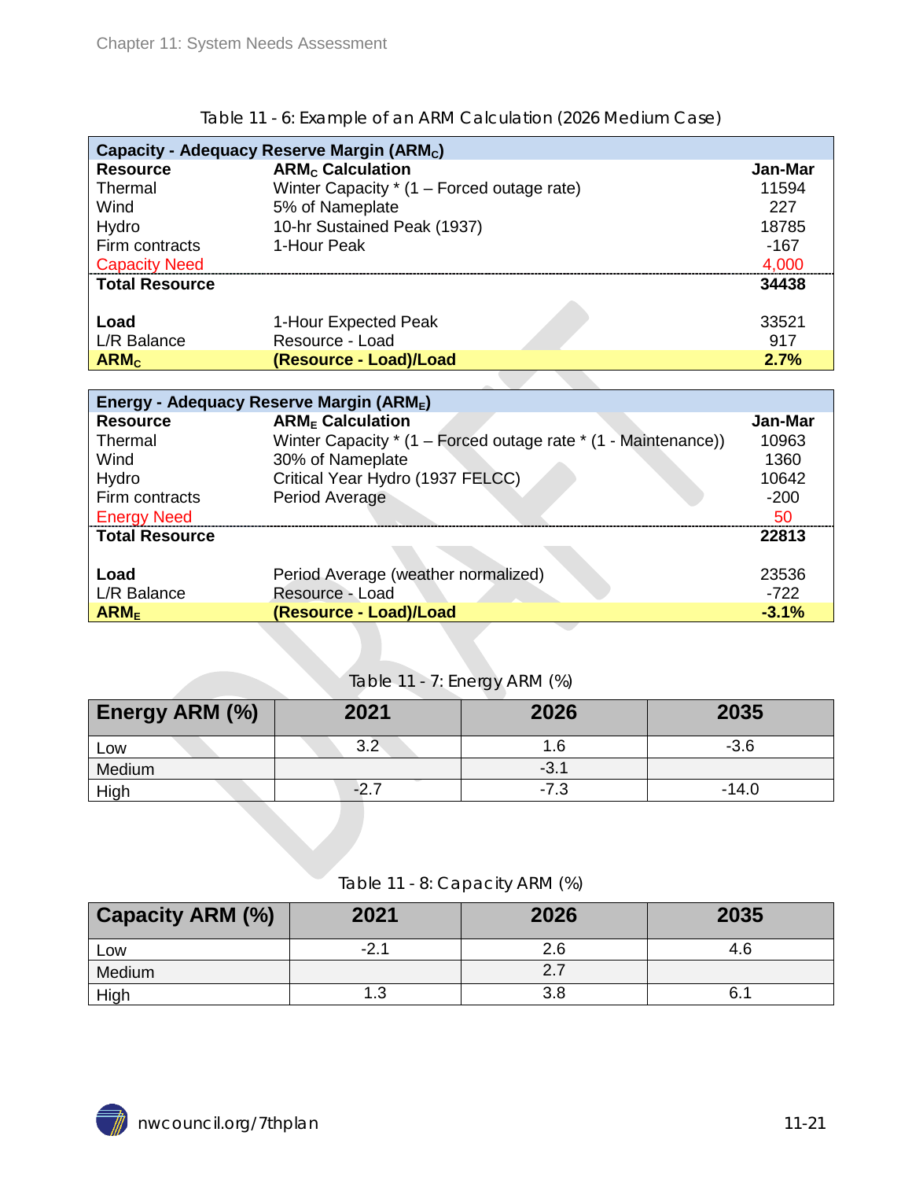Table 11 - 6: Example of an ARM Calculation (2026 Medium Case)

| Capacity - Adequacy Reserve Margin ($ARM_C$) | | |
|---|---|---|
| **Resource** | **$ARM_C$ Calculation** | **Jan-Mar** |
| Thermal | Winter Capacity * (1 – Forced outage rate) | 11594 |
| Wind | 5% of Nameplate | 227 |
| Hydro | 10-hr Sustained Peak (1937) | 18785 |
| Firm contracts | 1-Hour Peak | -167 |
| Capacity Need | | 4,000 |
| **Total Resource** | | **34438** |
| | | |
| **Load** | 1-Hour Expected Peak | 33521 |
| L/R Balance | Resource - Load | 917 |
| **$ARM_C$** | **(Resource - Load)/Load** | **2.7%** |

| Energy - Adequacy Reserve Margin ($ARM_E$) | | |
|---|---|---|
| **Resource** | **$ARM_E$ Calculation** | **Jan-Mar** |
| Thermal | Winter Capacity * (1 – Forced outage rate * (1 - Maintenance)) | 10963 |
| Wind | 30% of Nameplate | 1360 |
| Hydro | Critical Year Hydro (1937 FELCC) | 10642 |
| Firm contracts | Period Average | -200 |
| Energy Need | | 50 |
| **Total Resource** | | **22813** |
| | | |
| **Load** | Period Average (weather normalized) | 23536 |
| L/R Balance | Resource - Load | -722 |
| **$ARM_E$** | **(Resource - Load)/Load** | **-3.1%** |

Table 11 - 7: Energy ARM (%)

| Energy ARM (%) | 2021 | 2026 | 2035 |
|---|---|---|---|
| Low | 3.2 | 1.6 | -3.6 |
| Medium | | -3.1 | |
| High | -2.7 | -7.3 | -14.0 |

Table 11 - 8: Capacity ARM (%)

| Capacity ARM (%) | 2021 | 2026 | 2035 |
|---|---|---|---|
| Low | -2.1 | 2.6 | 4.6 |
| Medium | | 2.7 | |
| High | 1.3 | 3.8 | 6.1 |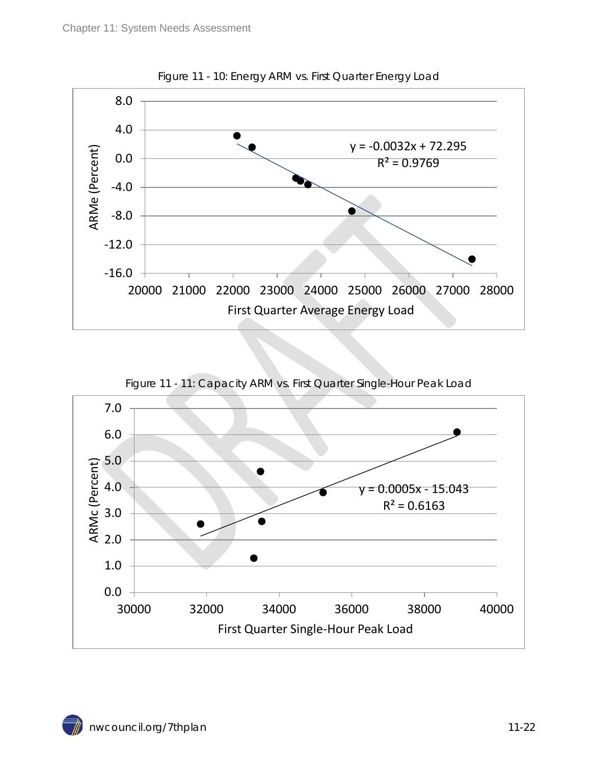Figure 11 - 10: Energy ARM vs. First Quarter Energy Load

Figure 11 - 11: Capacity ARM vs. First Quarter Single-Hour Peak Load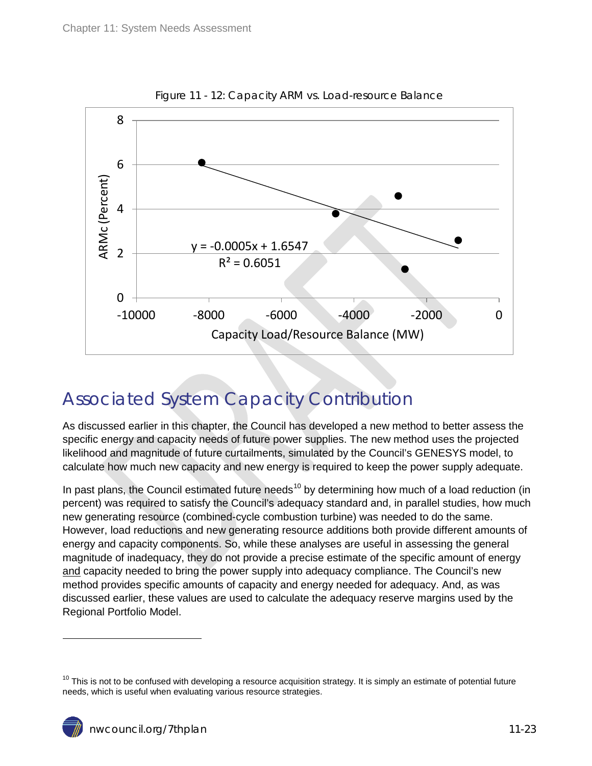Figure 11 - 12: Capacity ARM vs. Load-resource Balance

## Associated System Capacity Contribution

As discussed earlier in this chapter, the Council has developed a new method to better assess the specific energy and capacity needs of future power supplies. The new method uses the projected likelihood and magnitude of future curtailments, simulated by the Council's GENESYS model, to calculate how much new capacity and new energy is required to keep the power supply adequate.

In past plans, the Council estimated future needs[10] by determining how much of a load reduction (in percent) was required to satisfy the Council's adequacy standard and, in parallel studies, how much new generating resource (combined-cycle combustion turbine) was needed to do the same. However, load reductions and new generating resource additions both provide different amounts of energy and capacity components. So, while these analyses are useful in assessing the general magnitude of inadequacy, they do not provide a precise estimate of the specific amount of energy and capacity needed to bring the power supply into adequacy compliance. The Council's new method provides specific amounts of capacity and energy needed for adequacy. And, as was discussed earlier, these values are used to calculate the adequacy reserve margins used by the Regional Portfolio Model.

[10] This is not to be confused with developing a resource acquisition strategy. It is simply an estimate of potential future needs, which is useful when evaluating various resource strategies.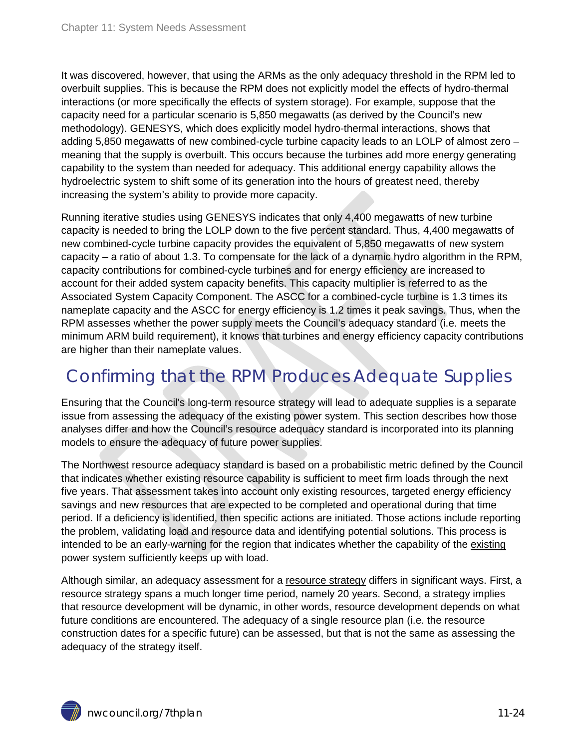It was discovered, however, that using the ARMs as the only adequacy threshold in the RPM led to overbuilt supplies. This is because the RPM does not explicitly model the effects of hydro-thermal interactions (or more specifically the effects of system storage). For example, suppose that the capacity need for a particular scenario is 5,850 megawatts (as derived by the Council's new methodology). GENESYS, which does explicitly model hydro-thermal interactions, shows that adding 5,850 megawatts of new combined-cycle turbine capacity leads to an LOLP of almost zero – meaning that the supply is overbuilt. This occurs because the turbines add more energy generating capability to the system than needed for adequacy. This additional energy capability allows the hydroelectric system to shift some of its generation into the hours of greatest need, thereby increasing the system's ability to provide more capacity.

Running iterative studies using GENESYS indicates that only 4,400 megawatts of new turbine capacity is needed to bring the LOLP down to the five percent standard. Thus, 4,400 megawatts of new combined-cycle turbine capacity provides the equivalent of 5,850 megawatts of new system capacity – a ratio of about 1.3. To compensate for the lack of a dynamic hydro algorithm in the RPM, capacity contributions for combined-cycle turbines and for energy efficiency are increased to account for their added system capacity benefits. This capacity multiplier is referred to as the Associated System Capacity Component. The ASCC for a combined-cycle turbine is 1.3 times its nameplate capacity and the ASCC for energy efficiency is 1.2 times it peak savings. Thus, when the RPM assesses whether the power supply meets the Council's adequacy standard (i.e. meets the minimum ARM build requirement), it knows that turbines and energy efficiency capacity contributions are higher than their nameplate values.

## Confirming that the RPM Produces Adequate Supplies

Ensuring that the Council's long-term resource strategy will lead to adequate supplies is a separate issue from assessing the adequacy of the existing power system. This section describes how those analyses differ and how the Council's resource adequacy standard is incorporated into its planning models to ensure the adequacy of future power supplies.

The Northwest resource adequacy standard is based on a probabilistic metric defined by the Council that indicates whether existing resource capability is sufficient to meet firm loads through the next five years. That assessment takes into account only existing resources, targeted energy efficiency savings and new resources that are expected to be completed and operational during that time period. If a deficiency is identified, then specific actions are initiated. Those actions include reporting the problem, validating load and resource data and identifying potential solutions. This process is intended to be an early-warning for the region that indicates whether the capability of the existing power system sufficiently keeps up with load.

Although similar, an adequacy assessment for a resource strategy differs in significant ways. First, a resource strategy spans a much longer time period, namely 20 years. Second, a strategy implies that resource development will be dynamic, in other words, resource development depends on what future conditions are encountered. The adequacy of a single resource plan (i.e. the resource construction dates for a specific future) can be assessed, but that is not the same as assessing the adequacy of the strategy itself.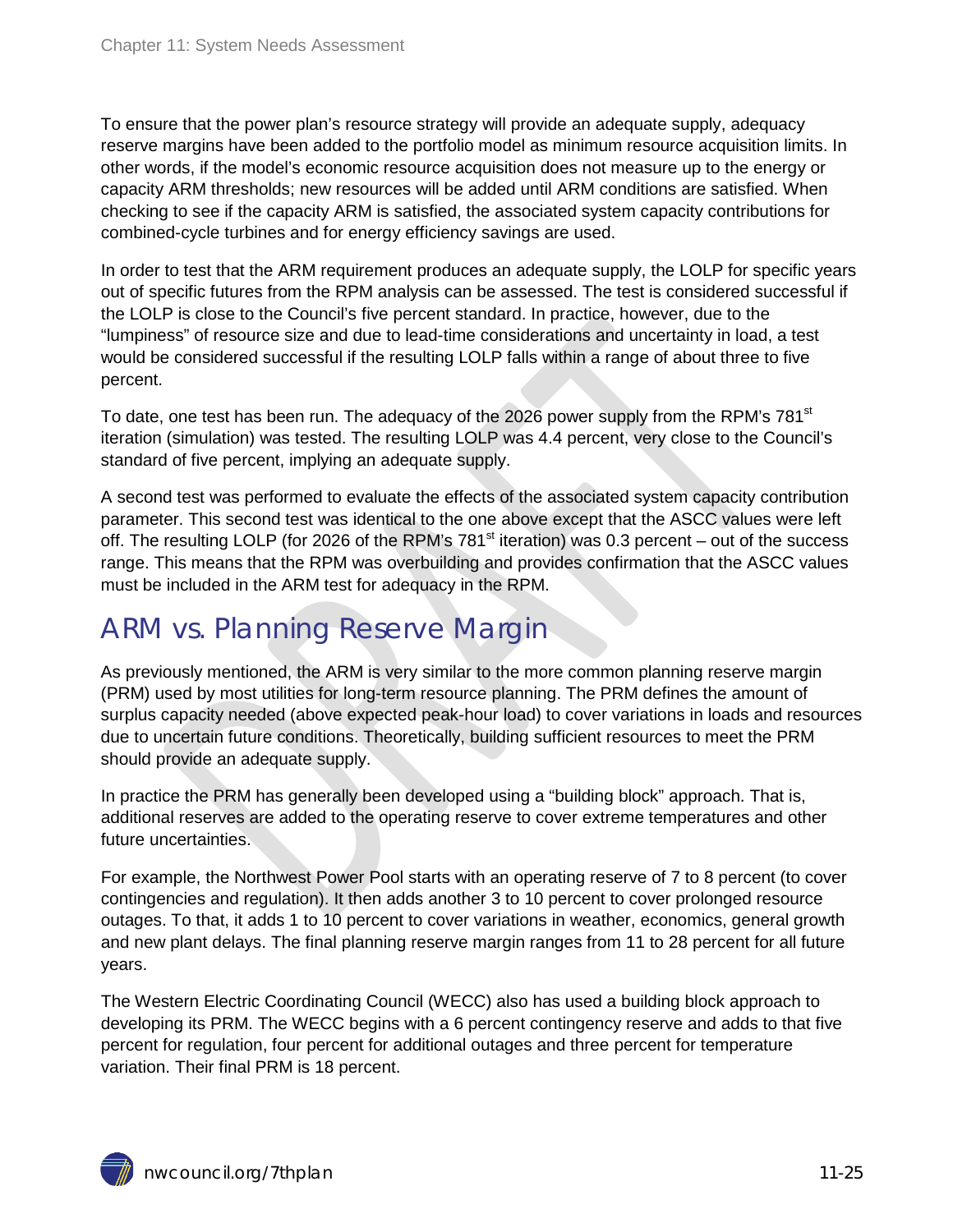To ensure that the power plan's resource strategy will provide an adequate supply, adequacy reserve margins have been added to the portfolio model as minimum resource acquisition limits. In other words, if the model's economic resource acquisition does not measure up to the energy or capacity ARM thresholds; new resources will be added until ARM conditions are satisfied. When checking to see if the capacity ARM is satisfied, the associated system capacity contributions for combined-cycle turbines and for energy efficiency savings are used.

In order to test that the ARM requirement produces an adequate supply, the LOLP for specific years out of specific futures from the RPM analysis can be assessed. The test is considered successful if the LOLP is close to the Council's five percent standard. In practice, however, due to the "lumpiness" of resource size and due to lead-time considerations and uncertainty in load, a test would be considered successful if the resulting LOLP falls within a range of about three to five percent.

To date, one test has been run. The adequacy of the 2026 power supply from the RPM's 781st iteration (simulation) was tested. The resulting LOLP was 4.4 percent, very close to the Council's standard of five percent, implying an adequate supply.

A second test was performed to evaluate the effects of the associated system capacity contribution parameter. This second test was identical to the one above except that the ASCC values were left off. The resulting LOLP (for 2026 of the RPM's 781st iteration) was 0.3 percent – out of the success range. This means that the RPM was overbuilding and provides confirmation that the ASCC values must be included in the ARM test for adequacy in the RPM.

## ARM vs. Planning Reserve Margin

As previously mentioned, the ARM is very similar to the more common planning reserve margin (PRM) used by most utilities for long-term resource planning. The PRM defines the amount of surplus capacity needed (above expected peak-hour load) to cover variations in loads and resources due to uncertain future conditions. Theoretically, building sufficient resources to meet the PRM should provide an adequate supply.

In practice the PRM has generally been developed using a "building block" approach. That is, additional reserves are added to the operating reserve to cover extreme temperatures and other future uncertainties.

For example, the Northwest Power Pool starts with an operating reserve of 7 to 8 percent (to cover contingencies and regulation). It then adds another 3 to 10 percent to cover prolonged resource outages. To that, it adds 1 to 10 percent to cover variations in weather, economics, general growth and new plant delays. The final planning reserve margin ranges from 11 to 28 percent for all future years.

The Western Electric Coordinating Council (WECC) also has used a building block approach to developing its PRM. The WECC begins with a 6 percent contingency reserve and adds to that five percent for regulation, four percent for additional outages and three percent for temperature variation. Their final PRM is 18 percent.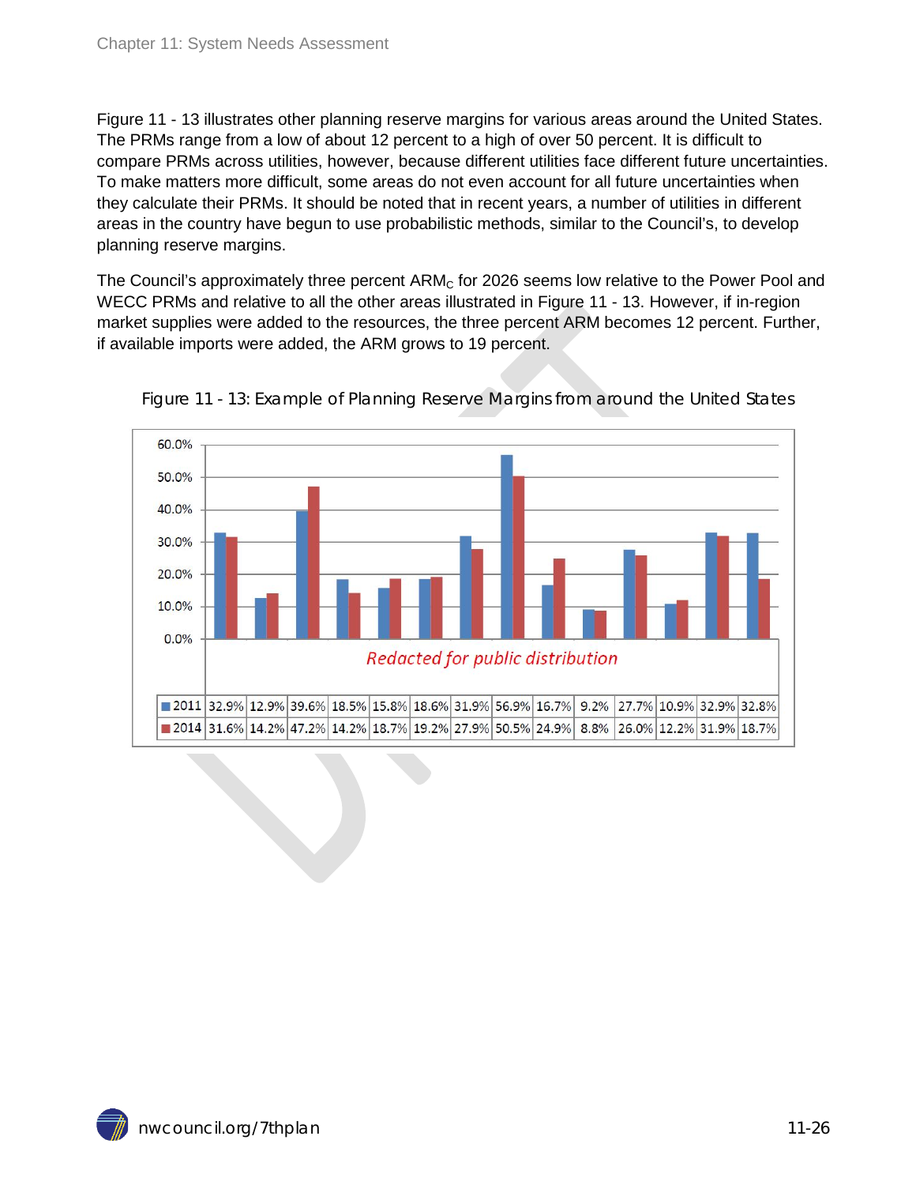Figure 11 - 13 illustrates other planning reserve margins for various areas around the United States. The PRMs range from a low of about 12 percent to a high of over 50 percent. It is difficult to compare PRMs across utilities, however, because different utilities face different future uncertainties. To make matters more difficult, some areas do not even account for all future uncertainties when they calculate their PRMs. It should be noted that in recent years, a number of utilities in different areas in the country have begun to use probabilistic methods, similar to the Council's, to develop planning reserve margins.

The Council's approximately three percent $ARM_C$ for 2026 seems low relative to the Power Pool and WECC PRMs and relative to all the other areas illustrated in Figure 11 - 13. However, if in-region market supplies were added to the resources, the three percent ARM becomes 12 percent. Further, if available imports were added, the ARM grows to 19 percent.

Figure 11 - 13: Example of Planning Reserve Margins from around the United States

60.0%
50.0%
40.0%
30.0%
20.0%
10.0%
0.0%

*Redacted for public distribution*

2011: 32.9% 12.9% 39.6% 18.5% 15.8% 18.6% 31.9% 56.9% 16.7% 9.2% 27.7% 10.9% 32.9% 32.8%

2014: 31.6% 14.2% 47.2% 14.2% 18.7% 19.2% 27.9% 50.5% 24.9% 8.8% 26.0% 12.2% 31.9% 18.7%